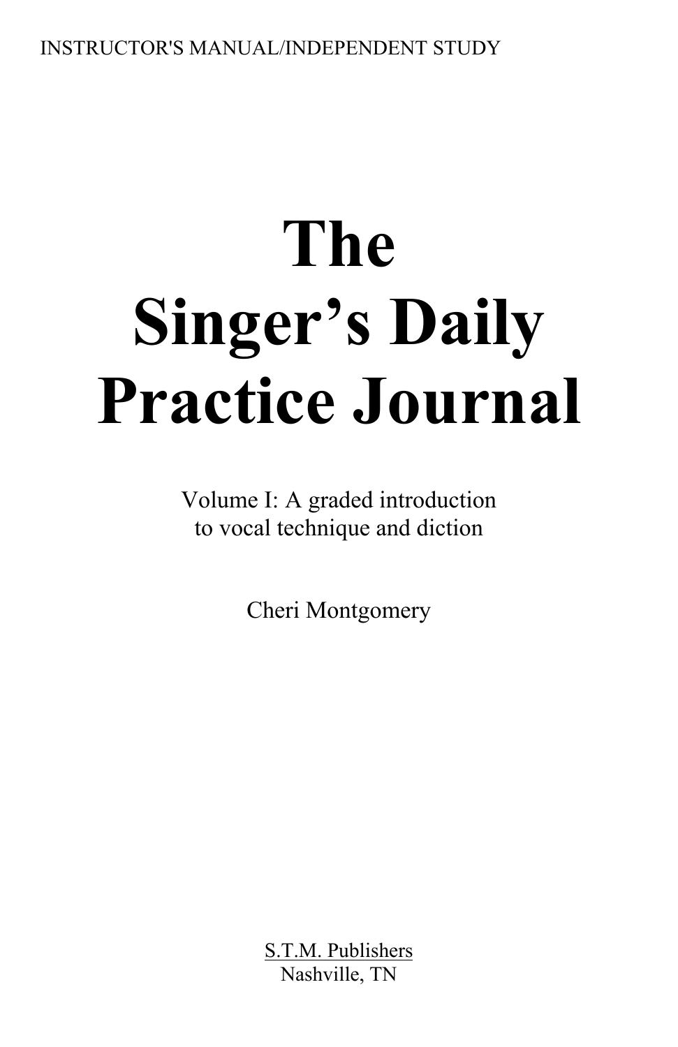INSTRUCTOR'S MANUAL/INDEPENDENT STUDY

# The Singer's Daily Practice Journal

Volume I: A graded introduction
to vocal technique and diction

Cheri Montgomery

S.T.M. Publishers
Nashville, TN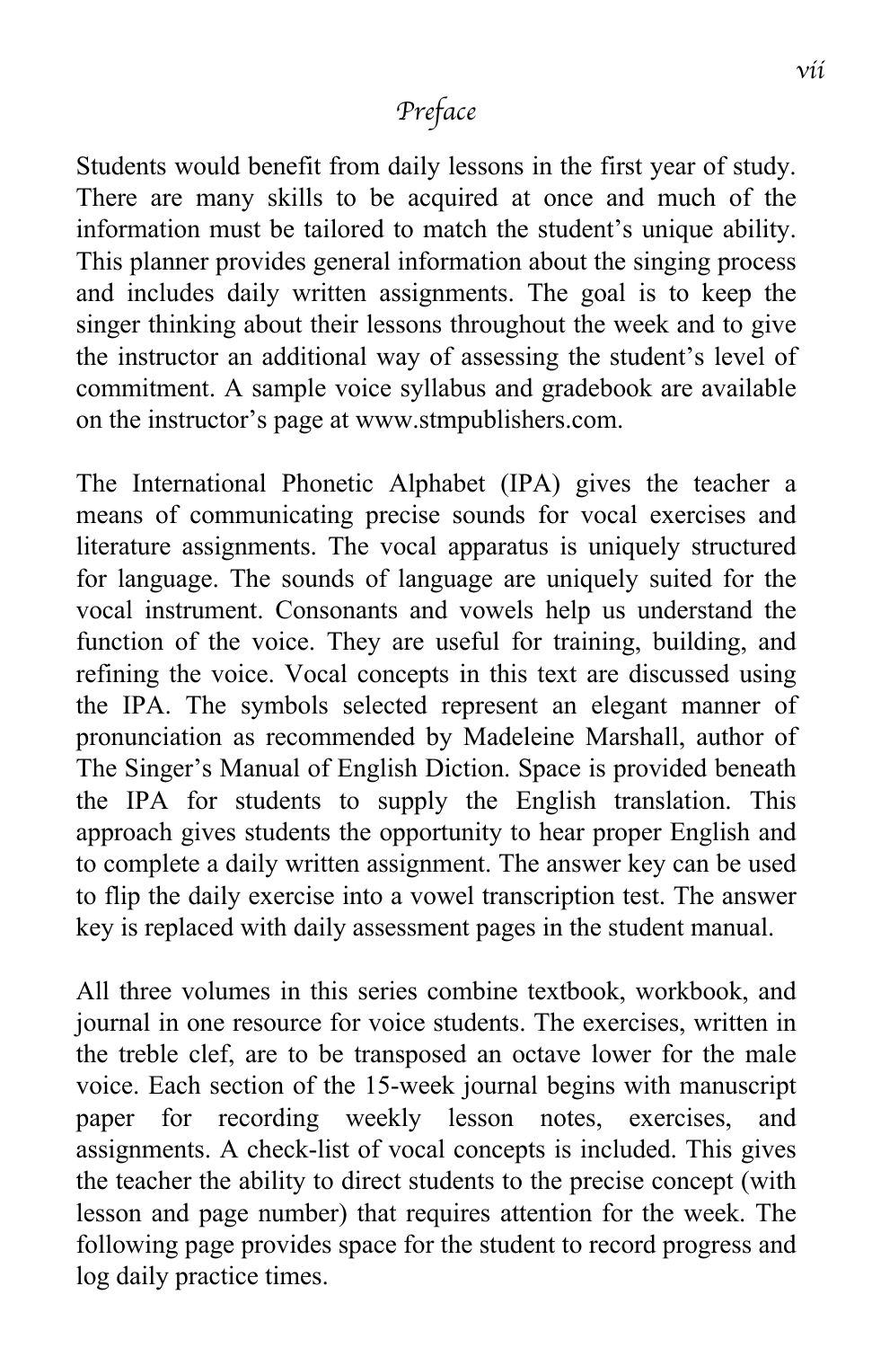# *Preface*

Students would benefit from daily lessons in the first year of study. There are many skills to be acquired at once and much of the information must be tailored to match the student's unique ability. This planner provides general information about the singing process and includes daily written assignments. The goal is to keep the singer thinking about their lessons throughout the week and to give the instructor an additional way of assessing the student's level of commitment. A sample voice syllabus and gradebook are available on the instructor's page at www.stmpublishers.com.

The International Phonetic Alphabet (IPA) gives the teacher a means of communicating precise sounds for vocal exercises and literature assignments. The vocal apparatus is uniquely structured for language. The sounds of language are uniquely suited for the vocal instrument. Consonants and vowels help us understand the function of the voice. They are useful for training, building, and refining the voice. Vocal concepts in this text are discussed using the IPA. The symbols selected represent an elegant manner of pronunciation as recommended by Madeleine Marshall, author of The Singer's Manual of English Diction. Space is provided beneath the IPA for students to supply the English translation. This approach gives students the opportunity to hear proper English and to complete a daily written assignment. The answer key can be used to flip the daily exercise into a vowel transcription test. The answer key is replaced with daily assessment pages in the student manual.

All three volumes in this series combine textbook, workbook, and journal in one resource for voice students. The exercises, written in the treble clef, are to be transposed an octave lower for the male voice. Each section of the 15-week journal begins with manuscript paper for recording weekly lesson notes, exercises, and assignments. A check-list of vocal concepts is included. This gives the teacher the ability to direct students to the precise concept (with lesson and page number) that requires attention for the week. The following page provides space for the student to record progress and log daily practice times.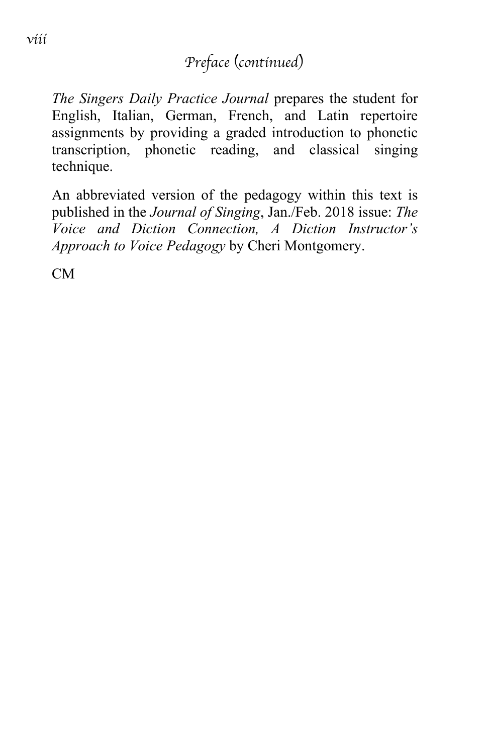## *Preface (continued)*

*The Singers Daily Practice Journal* prepares the student for English, Italian, German, French, and Latin repertoire assignments by providing a graded introduction to phonetic transcription, phonetic reading, and classical singing technique.

An abbreviated version of the pedagogy within this text is published in the *Journal of Singing*, Jan./Feb. 2018 issue: *The Voice and Diction Connection, A Diction Instructor's Approach to Voice Pedagogy* by Cheri Montgomery.

CM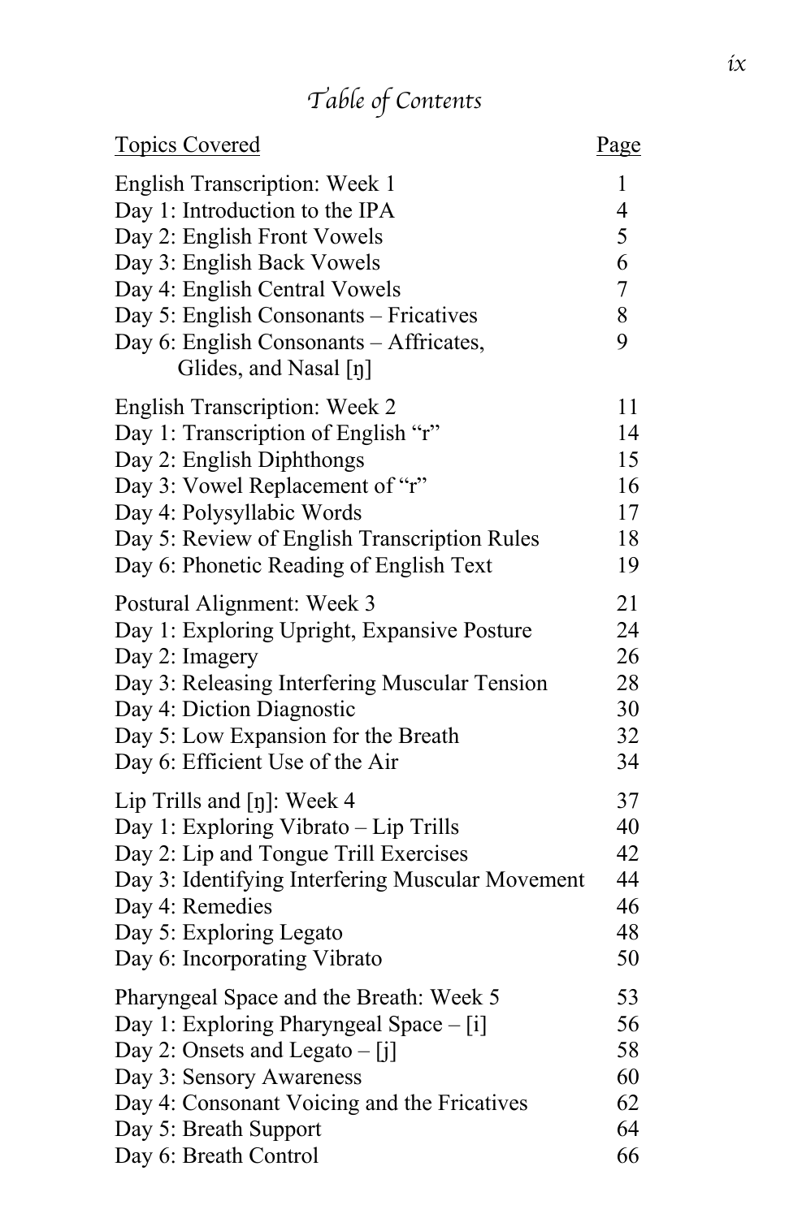# *Table of Contents*

| Topics Covered | Page |
|---|---|
| English Transcription: Week 1 | 1 |
| Day 1: Introduction to the IPA | 4 |
| Day 2: English Front Vowels | 5 |
| Day 3: English Back Vowels | 6 |
| Day 4: English Central Vowels | 7 |
| Day 5: English Consonants – Fricatives | 8 |
| Day 6: English Consonants – Affricates, Glides, and Nasal [ŋ] | 9 |
| English Transcription: Week 2 | 11 |
| Day 1: Transcription of English "r" | 14 |
| Day 2: English Diphthongs | 15 |
| Day 3: Vowel Replacement of "r" | 16 |
| Day 4: Polysyllabic Words | 17 |
| Day 5: Review of English Transcription Rules | 18 |
| Day 6: Phonetic Reading of English Text | 19 |
| Postural Alignment: Week 3 | 21 |
| Day 1: Exploring Upright, Expansive Posture | 24 |
| Day 2: Imagery | 26 |
| Day 3: Releasing Interfering Muscular Tension | 28 |
| Day 4: Diction Diagnostic | 30 |
| Day 5: Low Expansion for the Breath | 32 |
| Day 6: Efficient Use of the Air | 34 |
| Lip Trills and [ŋ]: Week 4 | 37 |
| Day 1: Exploring Vibrato – Lip Trills | 40 |
| Day 2: Lip and Tongue Trill Exercises | 42 |
| Day 3: Identifying Interfering Muscular Movement | 44 |
| Day 4: Remedies | 46 |
| Day 5: Exploring Legato | 48 |
| Day 6: Incorporating Vibrato | 50 |
| Pharyngeal Space and the Breath: Week 5 | 53 |
| Day 1: Exploring Pharyngeal Space – [i] | 56 |
| Day 2: Onsets and Legato – [j] | 58 |
| Day 3: Sensory Awareness | 60 |
| Day 4: Consonant Voicing and the Fricatives | 62 |
| Day 5: Breath Support | 64 |
| Day 6: Breath Control | 66 |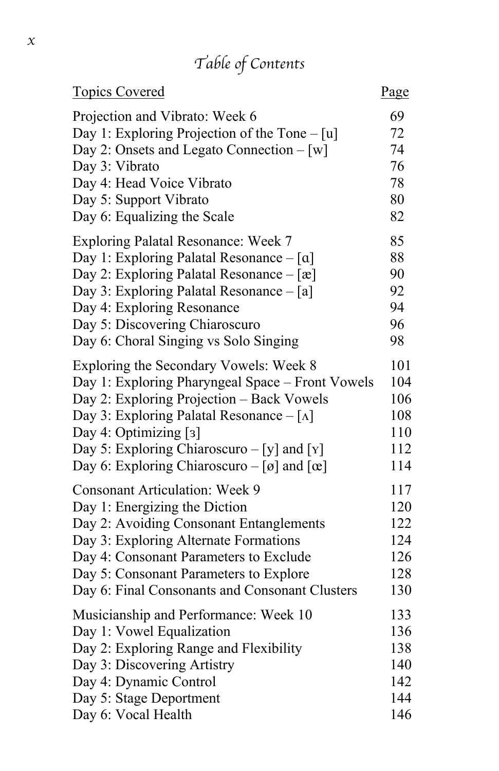# *Table of Contents*

| Topics Covered | Page |
|---|---|
| Projection and Vibrato: Week 6 | 69 |
| Day 1: Exploring Projection of the Tone – [u] | 72 |
| Day 2: Onsets and Legato Connection – [w] | 74 |
| Day 3: Vibrato | 76 |
| Day 4: Head Voice Vibrato | 78 |
| Day 5: Support Vibrato | 80 |
| Day 6: Equalizing the Scale | 82 |
| Exploring Palatal Resonance: Week 7 | 85 |
| Day 1: Exploring Palatal Resonance – [ɑ] | 88 |
| Day 2: Exploring Palatal Resonance – [æ] | 90 |
| Day 3: Exploring Palatal Resonance – [a] | 92 |
| Day 4: Exploring Resonance | 94 |
| Day 5: Discovering Chiaroscuro | 96 |
| Day 6: Choral Singing vs Solo Singing | 98 |
| Exploring the Secondary Vowels: Week 8 | 101 |
| Day 1: Exploring Pharyngeal Space – Front Vowels | 104 |
| Day 2: Exploring Projection – Back Vowels | 106 |
| Day 3: Exploring Palatal Resonance – [ʌ] | 108 |
| Day 4: Optimizing [ɜ] | 110 |
| Day 5: Exploring Chiaroscuro – [y] and [ʏ] | 112 |
| Day 6: Exploring Chiaroscuro – [ø] and [œ] | 114 |
| Consonant Articulation: Week 9 | 117 |
| Day 1: Energizing the Diction | 120 |
| Day 2: Avoiding Consonant Entanglements | 122 |
| Day 3: Exploring Alternate Formations | 124 |
| Day 4: Consonant Parameters to Exclude | 126 |
| Day 5: Consonant Parameters to Explore | 128 |
| Day 6: Final Consonants and Consonant Clusters | 130 |
| Musicianship and Performance: Week 10 | 133 |
| Day 1: Vowel Equalization | 136 |
| Day 2: Exploring Range and Flexibility | 138 |
| Day 3: Discovering Artistry | 140 |
| Day 4: Dynamic Control | 142 |
| Day 5: Stage Deportment | 144 |
| Day 6: Vocal Health | 146 |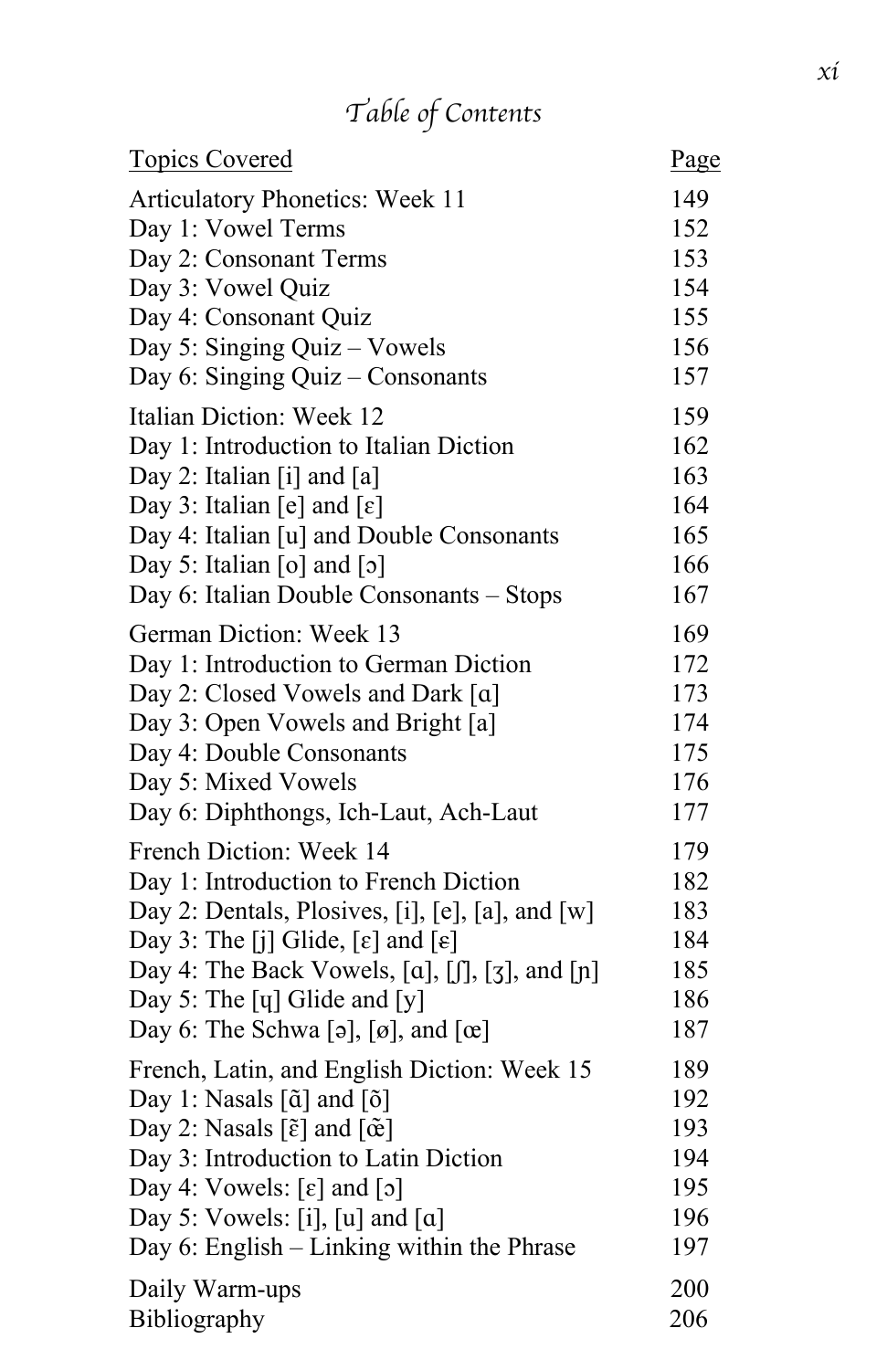# *Table of Contents*

| Topics Covered | Page |
|---|---|
| Articulatory Phonetics: Week 11 | 149 |
| Day 1: Vowel Terms | 152 |
| Day 2: Consonant Terms | 153 |
| Day 3: Vowel Quiz | 154 |
| Day 4: Consonant Quiz | 155 |
| Day 5: Singing Quiz – Vowels | 156 |
| Day 6: Singing Quiz – Consonants | 157 |
| Italian Diction: Week 12 | 159 |
| Day 1: Introduction to Italian Diction | 162 |
| Day 2: Italian [i] and [a] | 163 |
| Day 3: Italian [e] and [ɛ] | 164 |
| Day 4: Italian [u] and Double Consonants | 165 |
| Day 5: Italian [o] and [ɔ] | 166 |
| Day 6: Italian Double Consonants – Stops | 167 |
| German Diction: Week 13 | 169 |
| Day 1: Introduction to German Diction | 172 |
| Day 2: Closed Vowels and Dark [ɑ] | 173 |
| Day 3: Open Vowels and Bright [a] | 174 |
| Day 4: Double Consonants | 175 |
| Day 5: Mixed Vowels | 176 |
| Day 6: Diphthongs, Ich-Laut, Ach-Laut | 177 |
| French Diction: Week 14 | 179 |
| Day 1: Introduction to French Diction | 182 |
| Day 2: Dentals, Plosives, [i], [e], [a], and [w] | 183 |
| Day 3: The [j] Glide, [ɛ] and [ɛ] | 184 |
| Day 4: The Back Vowels, [ɑ], [ʃ], [ʒ], and [ɲ] | 185 |
| Day 5: The [ɥ] Glide and [y] | 186 |
| Day 6: The Schwa [ə], [ø], and [œ] | 187 |
| French, Latin, and English Diction: Week 15 | 189 |
| Day 1: Nasals [ɑ̃] and [õ] | 192 |
| Day 2: Nasals [ɛ̃] and [œ̃] | 193 |
| Day 3: Introduction to Latin Diction | 194 |
| Day 4: Vowels: [ɛ] and [ɔ] | 195 |
| Day 5: Vowels: [i], [u] and [ɑ] | 196 |
| Day 6: English – Linking within the Phrase | 197 |
| Daily Warm-ups | 200 |
| Bibliography | 206 |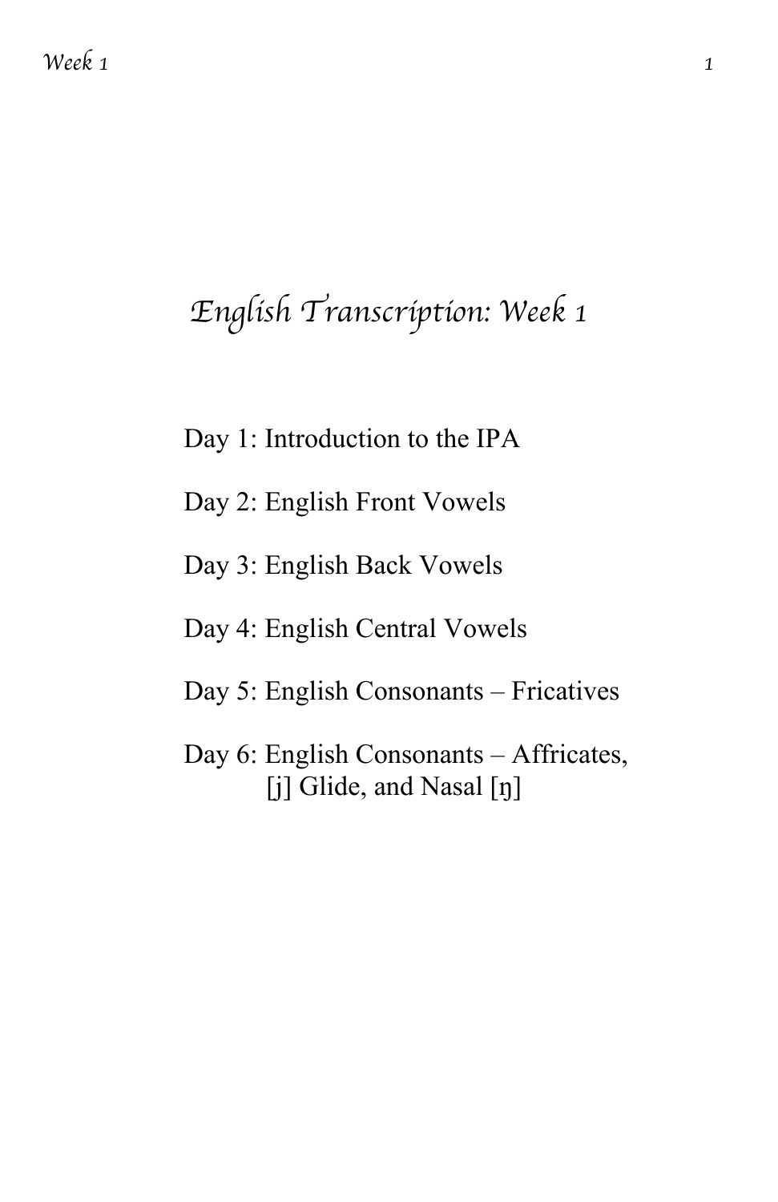# English Transcription: Week 1

Day 1: Introduction to the IPA

Day 2: English Front Vowels

Day 3: English Back Vowels

Day 4: English Central Vowels

Day 5: English Consonants – Fricatives

Day 6: English Consonants – Affricates, [j] Glide, and Nasal [ŋ]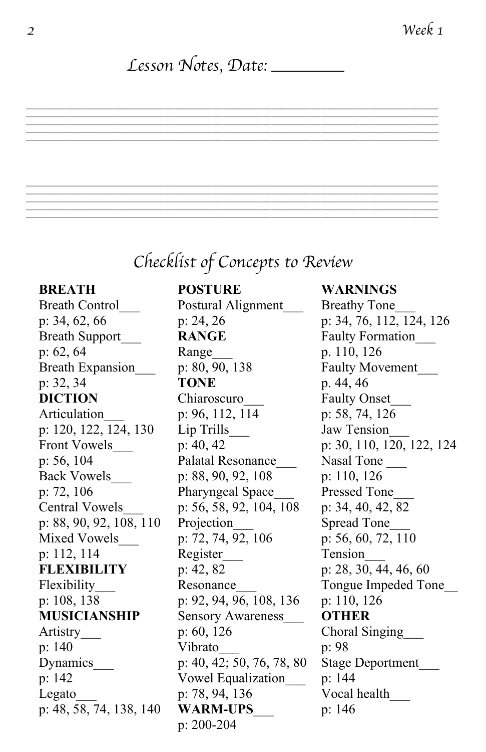## *Lesson Notes, Date: \_\_\_\_\_\_\_\_\_*

\_\_\_\_\_\_\_\_\_\_\_\_\_\_\_\_\_\_\_\_\_\_\_\_\_\_\_\_\_\_\_\_\_\_\_\_\_\_\_\_\_\_\_\_\_\_\_\_\_\_\_\_\_\_\_\_\_\_\_\_\_\_\_\_
\_\_\_\_\_\_\_\_\_\_\_\_\_\_\_\_\_\_\_\_\_\_\_\_\_\_\_\_\_\_\_\_\_\_\_\_\_\_\_\_\_\_\_\_\_\_\_\_\_\_\_\_\_\_\_\_\_\_\_\_\_\_\_\_
\_\_\_\_\_\_\_\_\_\_\_\_\_\_\_\_\_\_\_\_\_\_\_\_\_\_\_\_\_\_\_\_\_\_\_\_\_\_\_\_\_\_\_\_\_\_\_\_\_\_\_\_\_\_\_\_\_\_\_\_\_\_\_\_
\_\_\_\_\_\_\_\_\_\_\_\_\_\_\_\_\_\_\_\_\_\_\_\_\_\_\_\_\_\_\_\_\_\_\_\_\_\_\_\_\_\_\_\_\_\_\_\_\_\_\_\_\_\_\_\_\_\_\_\_\_\_\_\_
\_\_\_\_\_\_\_\_\_\_\_\_\_\_\_\_\_\_\_\_\_\_\_\_\_\_\_\_\_\_\_\_\_\_\_\_\_\_\_\_\_\_\_\_\_\_\_\_\_\_\_\_\_\_\_\_\_\_\_\_\_\_\_\_

\_\_\_\_\_\_\_\_\_\_\_\_\_\_\_\_\_\_\_\_\_\_\_\_\_\_\_\_\_\_\_\_\_\_\_\_\_\_\_\_\_\_\_\_\_\_\_\_\_\_\_\_\_\_\_\_\_\_\_\_\_\_\_\_
\_\_\_\_\_\_\_\_\_\_\_\_\_\_\_\_\_\_\_\_\_\_\_\_\_\_\_\_\_\_\_\_\_\_\_\_\_\_\_\_\_\_\_\_\_\_\_\_\_\_\_\_\_\_\_\_\_\_\_\_\_\_\_\_
\_\_\_\_\_\_\_\_\_\_\_\_\_\_\_\_\_\_\_\_\_\_\_\_\_\_\_\_\_\_\_\_\_\_\_\_\_\_\_\_\_\_\_\_\_\_\_\_\_\_\_\_\_\_\_\_\_\_\_\_\_\_\_\_
\_\_\_\_\_\_\_\_\_\_\_\_\_\_\_\_\_\_\_\_\_\_\_\_\_\_\_\_\_\_\_\_\_\_\_\_\_\_\_\_\_\_\_\_\_\_\_\_\_\_\_\_\_\_\_\_\_\_\_\_\_\_\_\_
\_\_\_\_\_\_\_\_\_\_\_\_\_\_\_\_\_\_\_\_\_\_\_\_\_\_\_\_\_\_\_\_\_\_\_\_\_\_\_\_\_\_\_\_\_\_\_\_\_\_\_\_\_\_\_\_\_\_\_\_\_\_\_\_

## *Checklist of Concepts to Review*

**BREATH**
Breath Control\_\_\_
p: 34, 62, 66
Breath Support\_\_\_
p: 62, 64
Breath Expansion\_\_\_
p: 32, 34

**DICTION**
Articulation\_\_\_
p: 120, 122, 124, 130
Front Vowels\_\_\_
p: 56, 104
Back Vowels\_\_\_
p: 72, 106
Central Vowels\_\_\_
p: 88, 90, 92, 108, 110
Mixed Vowels\_\_\_
p: 112, 114

**FLEXIBILITY**
Flexibility\_\_\_
p: 108, 138

**MUSICIANSHIP**
Artistry\_\_\_
p: 140
Dynamics\_\_\_
p: 142
Legato\_\_\_
p: 48, 58, 74, 138, 140

**POSTURE**
Postural Alignment\_\_\_
p: 24, 26

**RANGE**
Range\_\_\_
p: 80, 90, 138

**TONE**
Chiaroscuro\_\_\_
p: 96, 112, 114
Lip Trills\_\_\_
p: 40, 42
Palatal Resonance\_\_\_
p: 88, 90, 92, 108
Pharyngeal Space\_\_\_
p: 56, 58, 92, 104, 108
Projection\_\_\_
p: 72, 74, 92, 106
Register\_\_\_
p: 42, 82
Resonance\_\_\_
p: 92, 94, 96, 108, 136
Sensory Awareness\_\_\_
p: 60, 126
Vibrato\_\_\_
p: 40, 42; 50, 76, 78, 80
Vowel Equalization\_\_\_
p: 78, 94, 136

**WARM-UPS**\_\_\_
p: 200-204

**WARNINGS**
Breathy Tone\_\_\_
p: 34, 76, 112, 124, 126
Faulty Formation\_\_\_
p. 110, 126
Faulty Movement\_\_\_
p. 44, 46
Faulty Onset\_\_\_
p: 58, 74, 126
Jaw Tension\_\_\_
p: 30, 110, 120, 122, 124
Nasal Tone \_\_\_
p: 110, 126
Pressed Tone\_\_\_
p: 34, 40, 42, 82
Spread Tone\_\_\_
p: 56, 60, 72, 110
Tension\_\_\_
p: 28, 30, 44, 46, 60
Tongue Impeded Tone\_\_
p: 110, 126

**OTHER**
Choral Singing\_\_\_
p: 98
Stage Deportment\_\_\_
p: 144
Vocal health\_\_\_
p: 146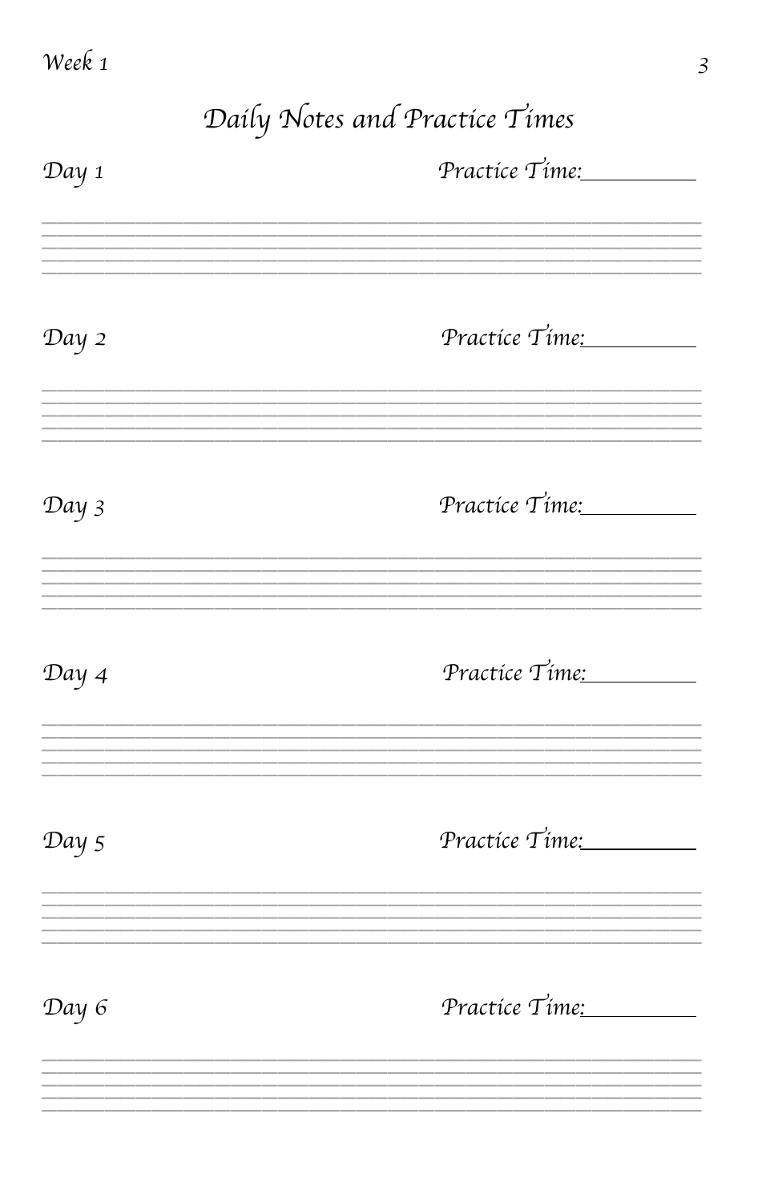## Daily Notes and Practice Times

Day 1 Practice Time:__________

________________________________________________________________________
________________________________________________________________________
________________________________________________________________________
________________________________________________________________________
________________________________________________________________________

Day 2 Practice Time:__________

________________________________________________________________________
________________________________________________________________________
________________________________________________________________________
________________________________________________________________________
________________________________________________________________________

Day 3 Practice Time:__________

________________________________________________________________________
________________________________________________________________________
________________________________________________________________________
________________________________________________________________________
________________________________________________________________________

Day 4 Practice Time:__________

________________________________________________________________________
________________________________________________________________________
________________________________________________________________________
________________________________________________________________________
________________________________________________________________________

Day 5 Practice Time:__________

________________________________________________________________________
________________________________________________________________________
________________________________________________________________________
________________________________________________________________________
________________________________________________________________________

Day 6 Practice Time:__________

________________________________________________________________________
________________________________________________________________________
________________________________________________________________________
________________________________________________________________________
________________________________________________________________________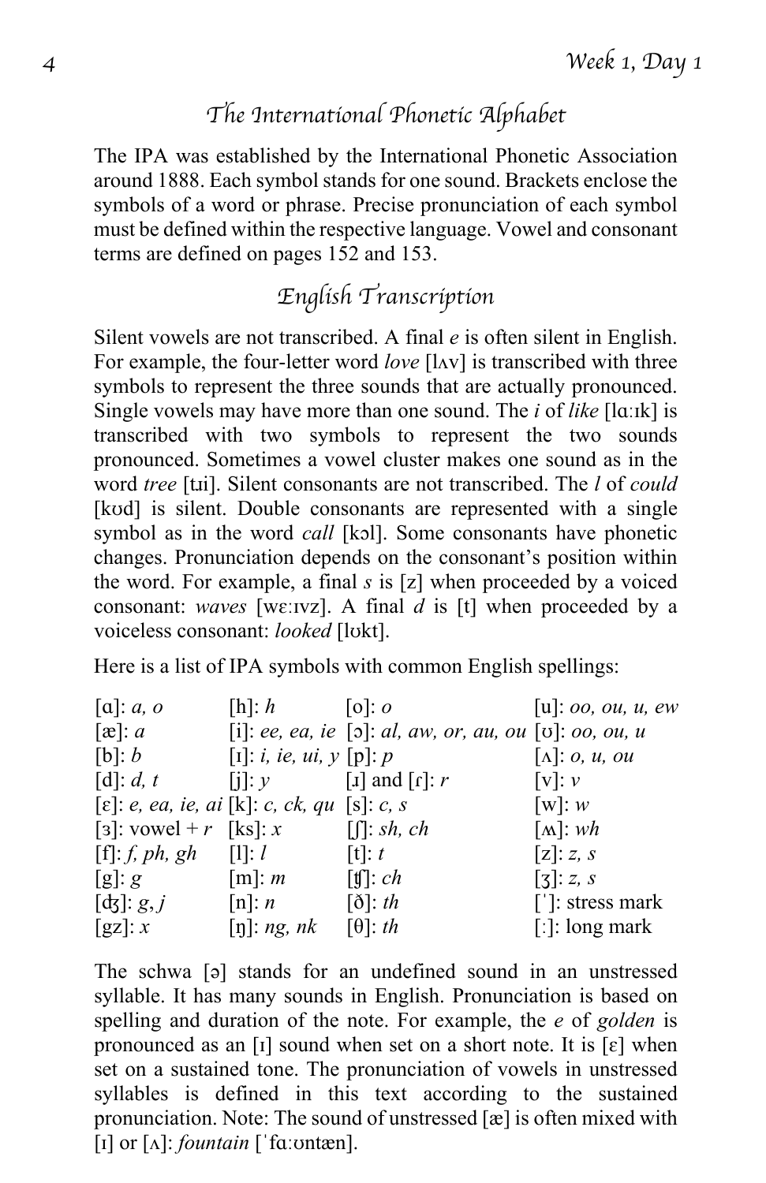## The International Phonetic Alphabet

The IPA was established by the International Phonetic Association around 1888. Each symbol stands for one sound. Brackets enclose the symbols of a word or phrase. Precise pronunciation of each symbol must be defined within the respective language. Vowel and consonant terms are defined on pages 152 and 153.

## English Transcription

Silent vowels are not transcribed. A final *e* is often silent in English. For example, the four-letter word *love* [lʌv] is transcribed with three symbols to represent the three sounds that are actually pronounced. Single vowels may have more than one sound. The *i* of *like* [lɑːɪk] is transcribed with two symbols to represent the two sounds pronounced. Sometimes a vowel cluster makes one sound as in the word *tree* [tɹi]. Silent consonants are not transcribed. The *l* of *could* [kʊd] is silent. Double consonants are represented with a single symbol as in the word *call* [kɔl]. Some consonants have phonetic changes. Pronunciation depends on the consonant's position within the word. For example, a final *s* is [z] when proceeded by a voiced consonant: *waves* [wɛːɪvz]. A final *d* is [t] when proceeded by a voiceless consonant: *looked* [lʊkt].

Here is a list of IPA symbols with common English spellings:

| | | | |
|---|---|---|---|
| [ɑ]: *a, o* | [h]: *h* | [o]: *o* | [u]: *oo, ou, u, ew* |
| [æ]: *a* | [i]: *ee, ea, ie* | [ɔ]: *al, aw, or, au, ou* | [ʊ]: *oo, ou, u* |
| [b]: *b* | [ɪ]: *i, ie, ui, y* | [p]: *p* | [ʌ]: *o, u, ou* |
| [d]: *d, t* | [j]: *y* | [ɹ] and [ɾ]: *r* | [v]: *v* |
| [ɛ]: *e, ea, ie, ai* | [k]: *c, ck, qu* | [s]: *c, s* | [w]: *w* |
| [ɜ]: vowel + *r* | [ks]: *x* | [ʃ]: *sh, ch* | [ʍ]: *wh* |
| [f]: *f, ph, gh* | [l]: *l* | [t]: *t* | [z]: *z, s* |
| [g]: *g* | [m]: *m* | [ʧ]: *ch* | [ʒ]: *z, s* |
| [ʤ]: *g, j* | [n]: *n* | [ð]: *th* | [ˈ]: stress mark |
| [gz]: *x* | [ŋ]: *ng, nk* | [θ]: *th* | [ː]: long mark |

The schwa [ə] stands for an undefined sound in an unstressed syllable. It has many sounds in English. Pronunciation is based on spelling and duration of the note. For example, the *e* of *golden* is pronounced as an [ɪ] sound when set on a short note. It is [ɛ] when set on a sustained tone. The pronunciation of vowels in unstressed syllables is defined in this text according to the sustained pronunciation. Note: The sound of unstressed [æ] is often mixed with [ɪ] or [ʌ]: *fountain* [ˈfɑːʊntæn].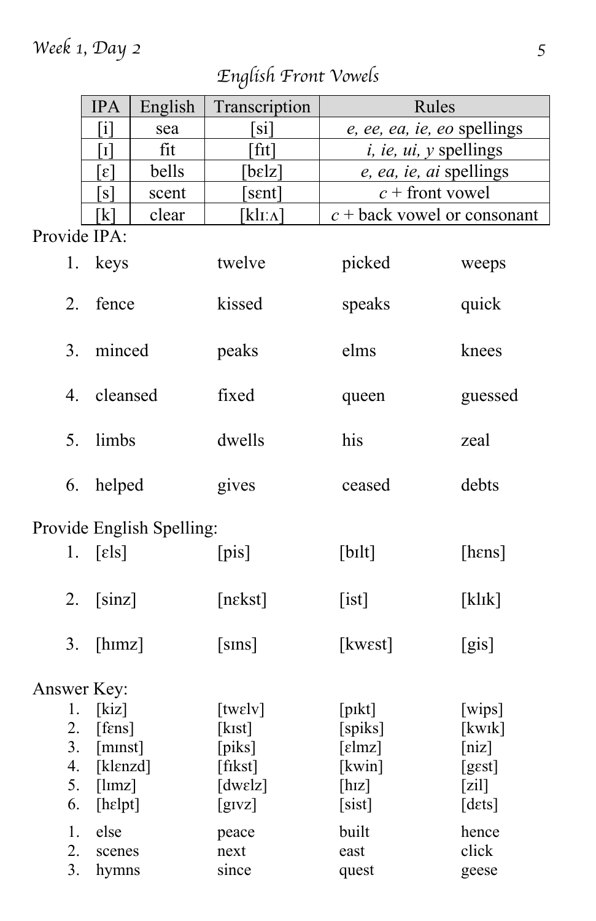Week 1, Day 2

## *English Front Vowels*

| IPA | English | Transcription | Rules |
|---|---|---|---|
| [i] | sea | [si] | *e, ee, ea, ie, eo* spellings |
| [ɪ] | fit | [fɪt] | *i, ie, ui, y* spellings |
| [ɛ] | bells | [bɛlz] | *e, ea, ie, ai* spellings |
| [s] | scent | [sɛnt] | *c* + front vowel |
| [k] | clear | [klɪːʌ] | *c* + back vowel or consonant |

Provide IPA:

| | | | | |
|---|---|---|---|---|
| 1. | keys | twelve | picked | weeps |
| 2. | fence | kissed | speaks | quick |
| 3. | minced | peaks | elms | knees |
| 4. | cleansed | fixed | queen | guessed |
| 5. | limbs | dwells | his | zeal |
| 6. | helped | gives | ceased | debts |

Provide English Spelling:

| | | | | |
|---|---|---|---|---|
| 1. | [ɛls] | [pis] | [bɪlt] | [hɛns] |
| 2. | [sinz] | [nɛkst] | [ist] | [klɪk] |
| 3. | [hɪmz] | [sɪns] | [kwɛst] | [gis] |

Answer Key:

| | | | | |
|---|---|---|---|---|
| 1. | [kiz] | [twɛlv] | [pɪkt] | [wips] |
| 2. | [fɛns] | [kɪst] | [spiks] | [kwɪk] |
| 3. | [mɪnst] | [piks] | [ɛlmz] | [niz] |
| 4. | [klɛnzd] | [fɪkst] | [kwin] | [gɛst] |
| 5. | [lɪmz] | [dwɛlz] | [hɪz] | [zil] |
| 6. | [hɛlpt] | [gɪvz] | [sist] | [dɛts] |

| | | | | |
|---|---|---|---|---|
| 1. | else | peace | built | hence |
| 2. | scenes | next | east | click |
| 3. | hymns | since | quest | geese |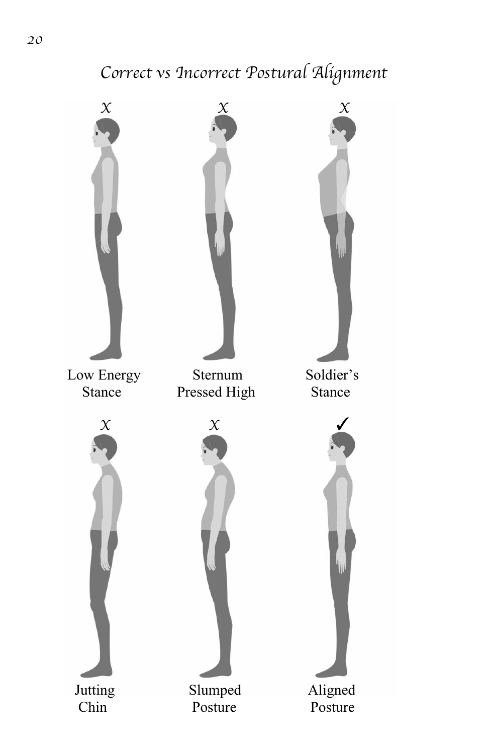# *Correct vs Incorrect Postural Alignment*

X Low Energy Stance

X Sternum Pressed High

X Soldier's Stance

X Jutting Chin

X Slumped Posture

✓ Aligned Posture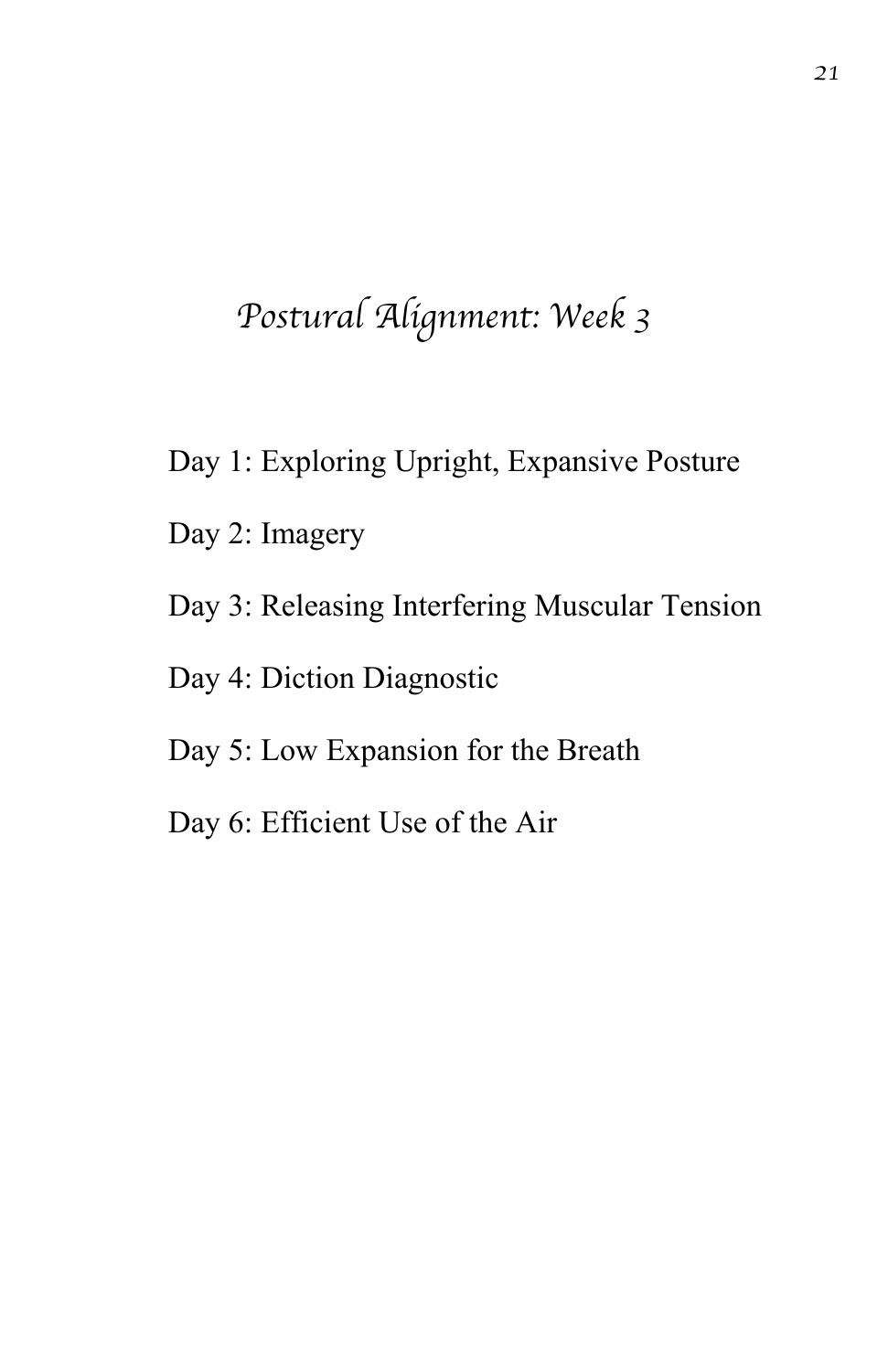# Postural Alignment: Week 3

Day 1: Exploring Upright, Expansive Posture

Day 2: Imagery

Day 3: Releasing Interfering Muscular Tension

Day 4: Diction Diagnostic

Day 5: Low Expansion for the Breath

Day 6: Efficient Use of the Air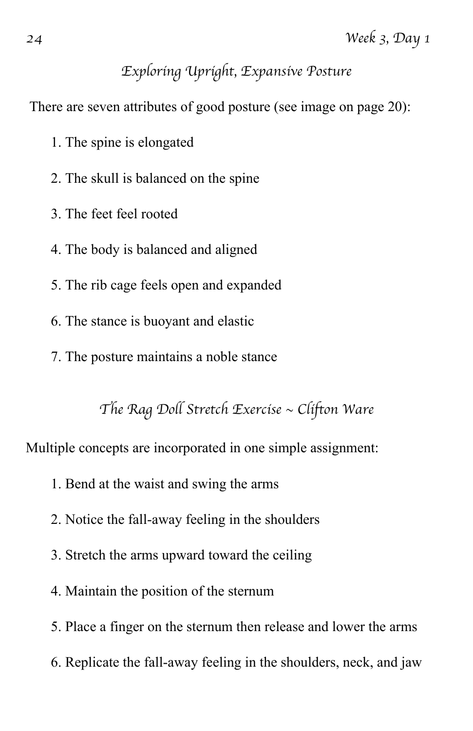## Exploring Upright, Expansive Posture

There are seven attributes of good posture (see image on page 20):

1. The spine is elongated
2. The skull is balanced on the spine
3. The feet feel rooted
4. The body is balanced and aligned
5. The rib cage feels open and expanded
6. The stance is buoyant and elastic
7. The posture maintains a noble stance

## The Rag Doll Stretch Exercise ~ Clifton Ware

Multiple concepts are incorporated in one simple assignment:

1. Bend at the waist and swing the arms
2. Notice the fall-away feeling in the shoulders
3. Stretch the arms upward toward the ceiling
4. Maintain the position of the sternum
5. Place a finger on the sternum then release and lower the arms
6. Replicate the fall-away feeling in the shoulders, neck, and jaw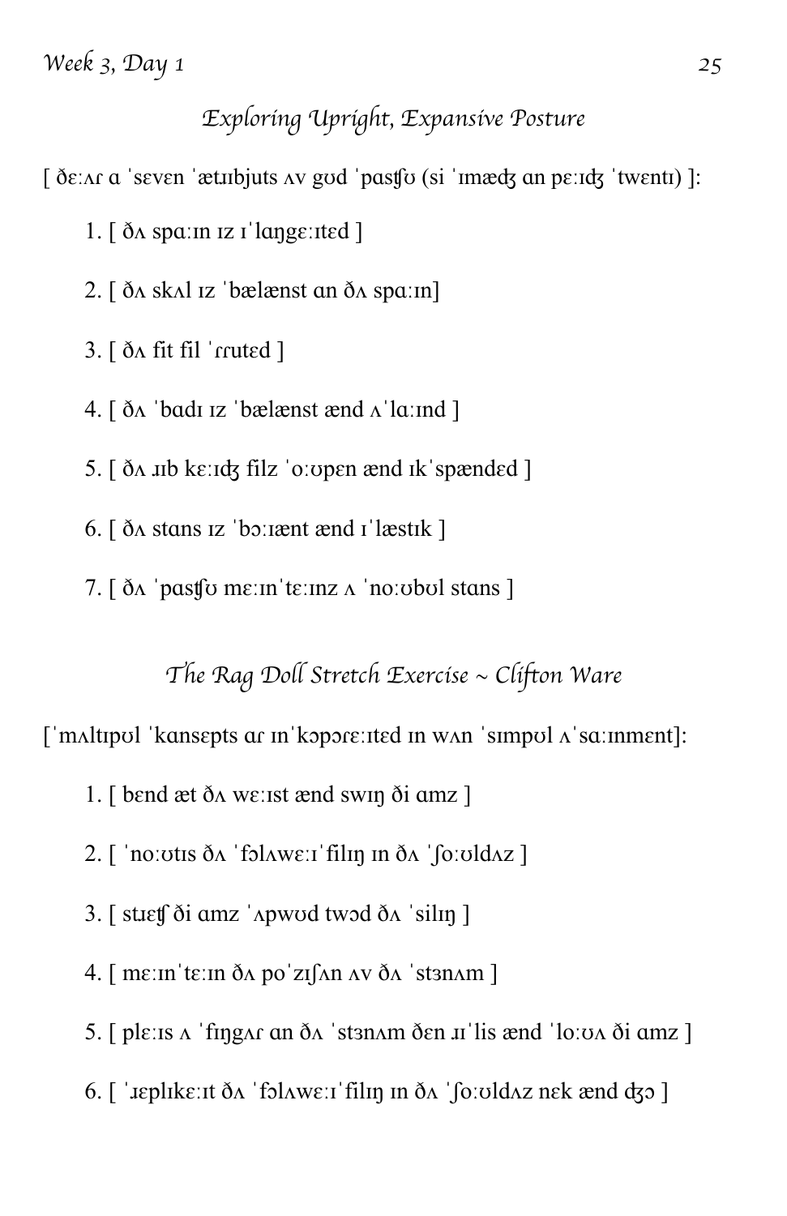## *Exploring Upright, Expansive Posture*

[ ðɛːʌɾ ɑ ˈsɛvɛn ˈætɹɪbjuts ʌv gʊd ˈpasʧʊ (si ˈɪmæʤ ɑn pɛːɪʤ ˈtwɛntɪ) ]:

1. [ ðʌ spɑːɪn ɪz ɪˈlaŋgɛːɪtɛd ]

2. [ ðʌ skʌl ɪz ˈbælænst ɑn ðʌ spɑːɪn]

3. [ ðʌ fit fil ˈɾɾutɛd ]

4. [ ðʌ ˈbɑdɪ ɪz ˈbælænst ænd ʌˈlɑːɪnd ]

5. [ ðʌ ɹɪb kɛːɪʤ filz ˈoːʊpɛn ænd ɪkˈspændɛd ]

6. [ ðʌ stɑns ɪz ˈbɔːɪænt ænd ɪˈlæstɪk ]

7. [ ðʌ ˈpasʧʊ mɛːɪnˈtɛːɪnz ʌ ˈnoːʊbʊl stɑns ]

## *The Rag Doll Stretch Exercise ~ Clifton Ware*

[ˈmʌltɪpʊl ˈkansɛpts ɑɾ ɪnˈkɔpɔɾɛːɪtɛd ɪn wʌn ˈsɪmpʊl ʌˈsɑːɪnmɛnt]:

1. [ bɛnd æt ðʌ wɛːɪst ænd swɪŋ ði ɑmz ]

2. [ ˈnoːʊtɪs ðʌ ˈfɔlʌwɛːɪˈfilɪŋ ɪn ðʌ ˈʃoːʊldʌz ]

3. [ stɹɛʧ ði ɑmz ˈʌpwʊd twɔd ðʌ ˈsilɪŋ ]

4. [ mɛːɪnˈtɛːɪn ðʌ poˈzɪʃʌn ʌv ðʌ ˈstɜnʌm ]

5. [ plɛːɪs ʌ ˈfɪŋgʌɾ ɑn ðʌ ˈstɜnʌm ðɛn ɹɪˈlis ænd ˈloːʊʌ ði ɑmz ]

6. [ ˈɹɛplɪkɛːɪt ðʌ ˈfɔlʌwɛːɪˈfilɪŋ ɪn ðʌ ˈʃoːʊldʌz nɛk ænd ʤɔ ]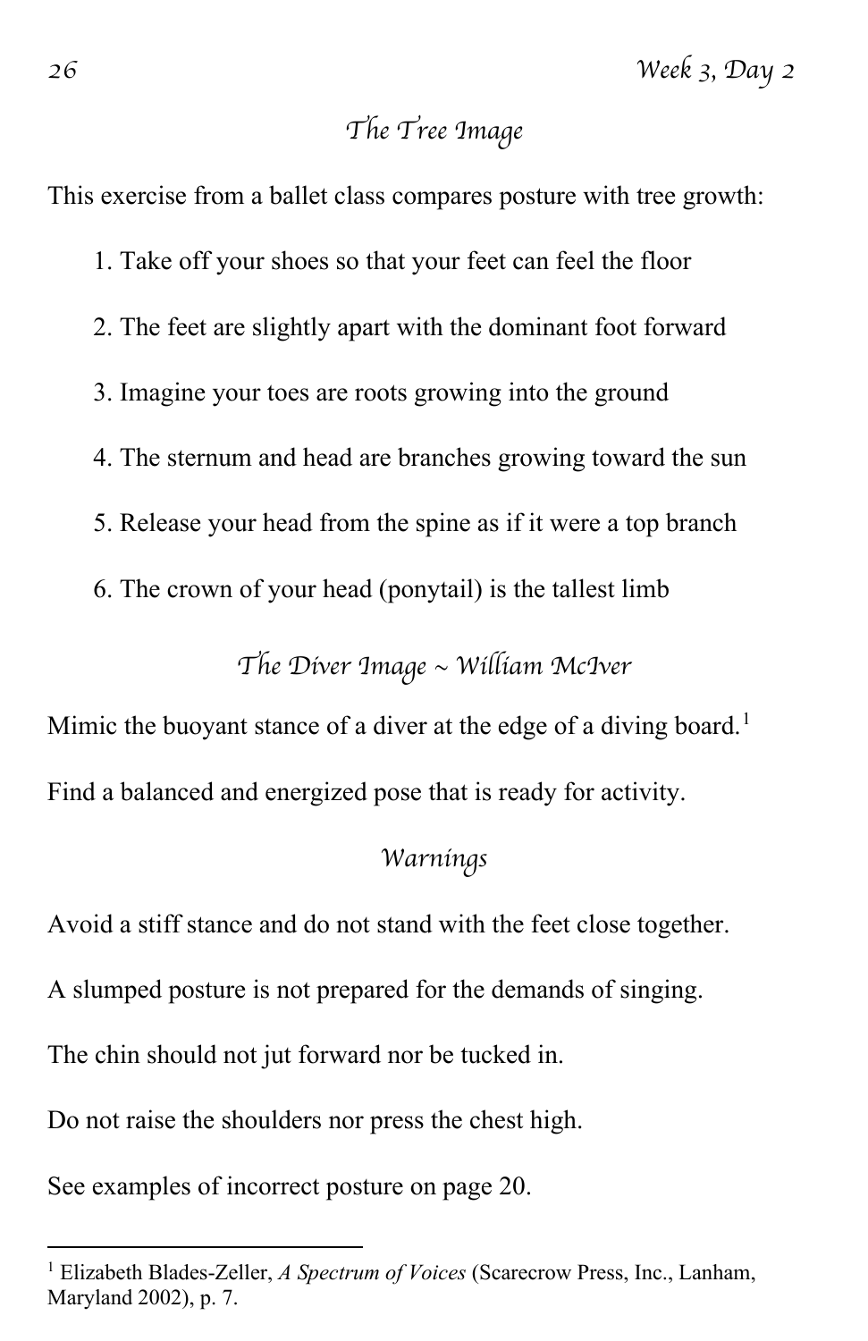## The Tree Image

This exercise from a ballet class compares posture with tree growth:

1. Take off your shoes so that your feet can feel the floor
2. The feet are slightly apart with the dominant foot forward
3. Imagine your toes are roots growing into the ground
4. The sternum and head are branches growing toward the sun
5. Release your head from the spine as if it were a top branch
6. The crown of your head (ponytail) is the tallest limb

## The Diver Image ~ William McIver

Mimic the buoyant stance of a diver at the edge of a diving board.[1]

Find a balanced and energized pose that is ready for activity.

## Warnings

Avoid a stiff stance and do not stand with the feet close together.

A slumped posture is not prepared for the demands of singing.

The chin should not jut forward nor be tucked in.

Do not raise the shoulders nor press the chest high.

See examples of incorrect posture on page 20.

---

[1] Elizabeth Blades-Zeller, *A Spectrum of Voices* (Scarecrow Press, Inc., Lanham, Maryland 2002), p. 7.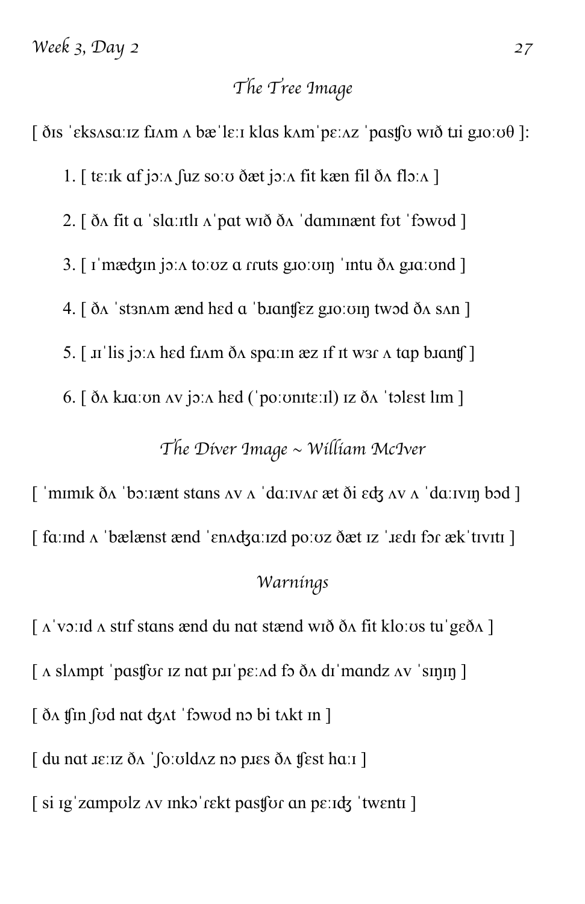## The Tree Image

[ ðɪs ˈɛksʌsaːɪz fɹʌm ʌ bæˈlɛːɪ klas kʌmˈpɛːʌz ˈpasʧʊ wɪð tɹi gɹoːʊθ ]:

1. [ tɛːɪk af jɔːʌ ʃuz soːʊ ðæt jɔːʌ fit kæn fil ðʌ flɔːʌ ]
2. [ ðʌ fit ɑ ˈslaːɪtlɪ ʌˈpat wɪð ðʌ ˈdamɪnænt fʊt ˈfɔwʊd ]
3. [ ɪˈmæʤɪn jɔːʌ toːʊz ɑ ɾruts gɹoːʊɪŋ ˈɪntu ðʌ gɹaːʊnd ]
4. [ ðʌ ˈstɜnʌm ænd hɛd ɑ ˈbɹanʧɛz gɹoːʊɪŋ twɔd ðʌ sʌn ]
5. [ ɹɪˈlis jɔːʌ hɛd fɹʌm ðʌ spaːɪn æz ɪf ɪt wɜɾ ʌ tap bɹanʧ ]
6. [ ðʌ kɹaːʊn ʌv jɔːʌ hɛd (ˈpoːʊnɪtɛːɪl) ɪz ðʌ ˈtɔlɛst lɪm ]

## The Diver Image ~ William McIver

[ ˈmɪmɪk ðʌ ˈbɔːɪænt stans ʌv ʌ ˈdaːɪvʌɾ æt ði ɛʤ ʌv ʌ ˈdaːɪvɪŋ bɔd ]

[ faːɪnd ʌ ˈbælænst ænd ˈɛnʌʤaːɪzd poːʊz ðæt ɪz ˈɹɛdɪ fɔɾ ækˈtɪvɪtɪ ]

## Warnings

[ ʌˈvɔːɪd ʌ stɪf stans ænd du nat stænd wɪð ðʌ fit kloːʊs tuˈgɛðʌ ]

[ ʌ slʌmpt ˈpasʧʊɾ ɪz nat pɹɪˈpɛːʌd fɔ ðʌ dɪˈmandz ʌv ˈsɪŋɪŋ ]

[ ðʌ ʧin ʃʊd nat ʤʌt ˈfɔwʊd nɔ bi tʌkt ɪn ]

[ du nat ɹɛːɪz ðʌ ˈʃoːʊldʌz nɔ pɹɛs ðʌ ʧɛst haːɪ ]

[ si ɪgˈzampʊlz ʌv ɪnkɔˈɾɛkt pasʧʊɾ an pɛːɪʤ ˈtwɛntɪ ]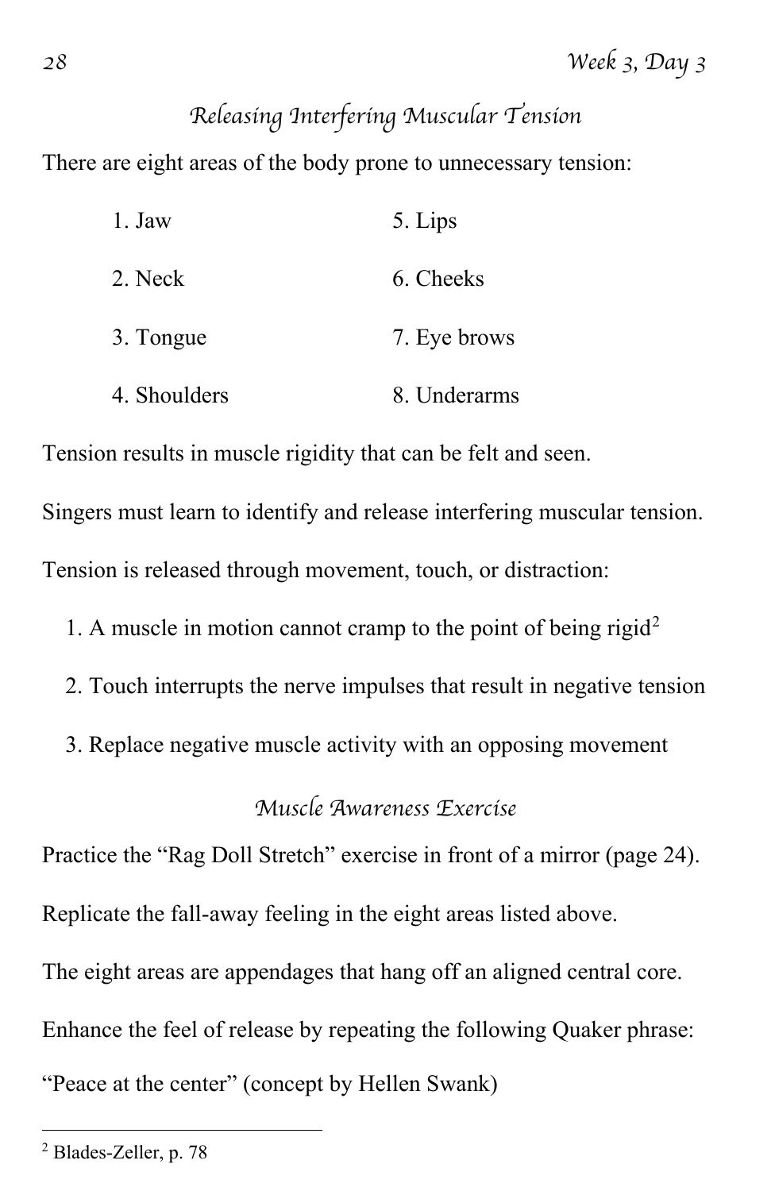## Releasing Interfering Muscular Tension

There are eight areas of the body prone to unnecessary tension:

1. Jaw
2. Neck
3. Tongue
4. Shoulders
5. Lips
6. Cheeks
7. Eye brows
8. Underarms

Tension results in muscle rigidity that can be felt and seen.

Singers must learn to identify and release interfering muscular tension.

Tension is released through movement, touch, or distraction:

1. A muscle in motion cannot cramp to the point of being rigid[2]
2. Touch interrupts the nerve impulses that result in negative tension
3. Replace negative muscle activity with an opposing movement

## Muscle Awareness Exercise

Practice the "Rag Doll Stretch" exercise in front of a mirror (page 24).

Replicate the fall-away feeling in the eight areas listed above.

The eight areas are appendages that hang off an aligned central core.

Enhance the feel of release by repeating the following Quaker phrase:

"Peace at the center" (concept by Hellen Swank)

---

[2] Blades-Zeller, p. 78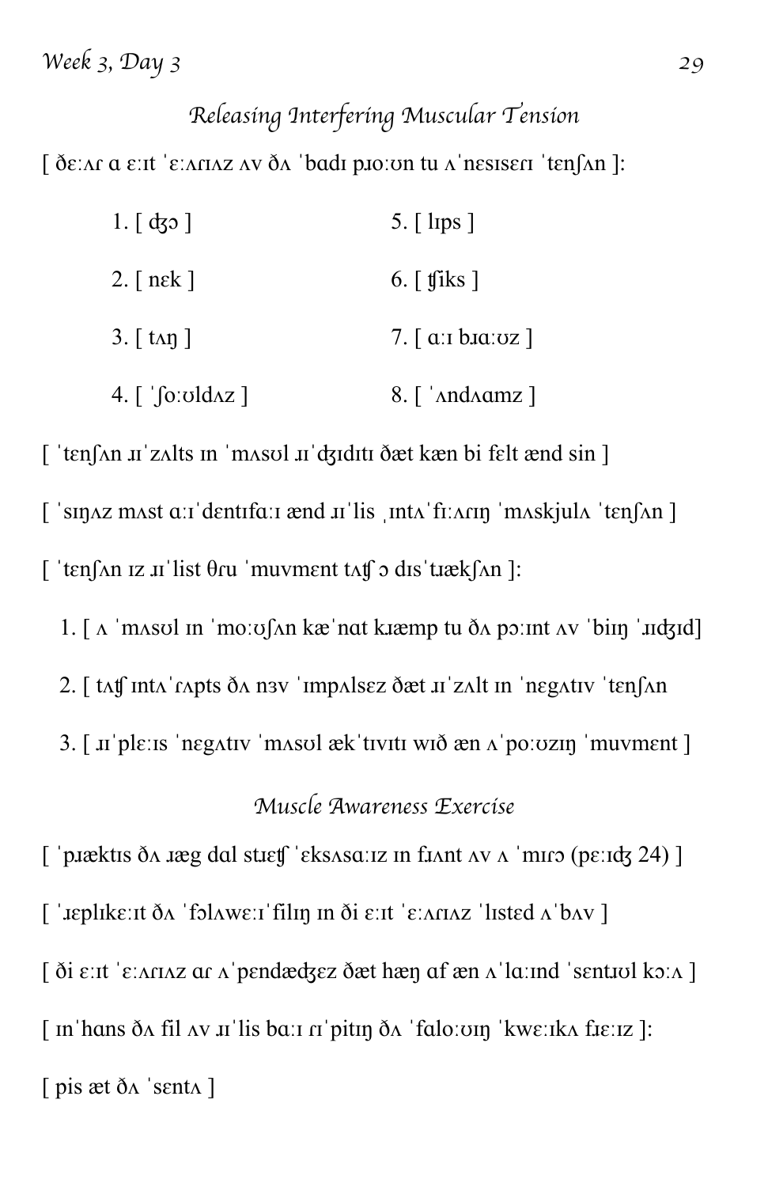## *Releasing Interfering Muscular Tension*

[ ðɛːʌɾ ɑ ɛːɪt ˈɛːʌɾiʌz ʌv ðʌ ˈbɑdɪ pɹoːʊn tu ʌˈnɛsɪsɛɾɪ ˈtɛnʃʌn ]:

1. [ ʤɔ ]
2. [ nɛk ]
3. [ tʌŋ ]
4. [ ˈʃoːʊldʌz ]
5. [ lɪps ]
6. [ ʧiks ]
7. [ ɑːɪ bɹɑːʊz ]
8. [ ˈʌndʌɑmz ]

[ ˈtɛnʃʌn ɹɪˈzʌlts ɪn ˈmʌsʊl ɹɪˈʤɪdɪtɪ ðæt kæn bi fɛlt ænd sin ]

[ ˈsɪŋʌz mʌst ɑːɪˈdɛntɪfɑːɪ ænd ɹɪˈlis ˌɪntʌˈfiːʌɾɪŋ ˈmʌskjulʌ ˈtɛnʃʌn ]

[ ˈtɛnʃʌn ɪz ɹɪˈlist θɾu ˈmuvmɛnt tʌʧ ɔ dɪsˈtɹækʃʌn ]:

1. [ ʌ ˈmʌsʊl ɪn ˈmoːʊʃʌn kæˈnɑt kɹæmp tu ðʌ pɔːɪnt ʌv ˈbiɪŋ ˈɹɪʤɪd]
2. [ tʌʧ ɪntʌˈɾʌpts ðʌ nɜv ˈɪmpʌlsɛz ðæt ɹɪˈzʌlt ɪn ˈnɛgʌtɪv ˈtɛnʃʌn
3. [ ɹɪˈplɛːɪs ˈnɛgʌtɪv ˈmʌsʊl ækˈtɪvɪtɪ wɪð æn ʌˈpoːʊzɪŋ ˈmuvmɛnt ]

## *Muscle Awareness Exercise*

[ ˈpɹæktɪs ðʌ ɹæg dɑl stɹɛʧ ˈɛksʌsɑːɪz ɪn fɹʌnt ʌv ʌ ˈmɪɾɔ (pɛːɪʤ 24) ]

[ ˈɹɛplɪkɛːɪt ðʌ ˈfɔlʌwɛːɪˈfilɪŋ ɪn ði ɛːɪt ˈɛːʌɾiʌz ˈlɪstɛd ʌˈbʌv ]

[ ði ɛːɪt ˈɛːʌɾiʌz ɑɾ ʌˈpɛndæʤɛz ðæt hæŋ ɑf æn ʌˈlɑːɪnd ˈsɛntɹʊl kɔːʌ ]

[ ɪnˈhɑns ðʌ fil ʌv ɹɪˈlis bɑːɪ ɾɪˈpitɪŋ ðʌ ˈfɑloːʊɪŋ ˈkwɛːɪkʌ fɹɛːɪz ]:

[ pis æt ðʌ ˈsɛntʌ ]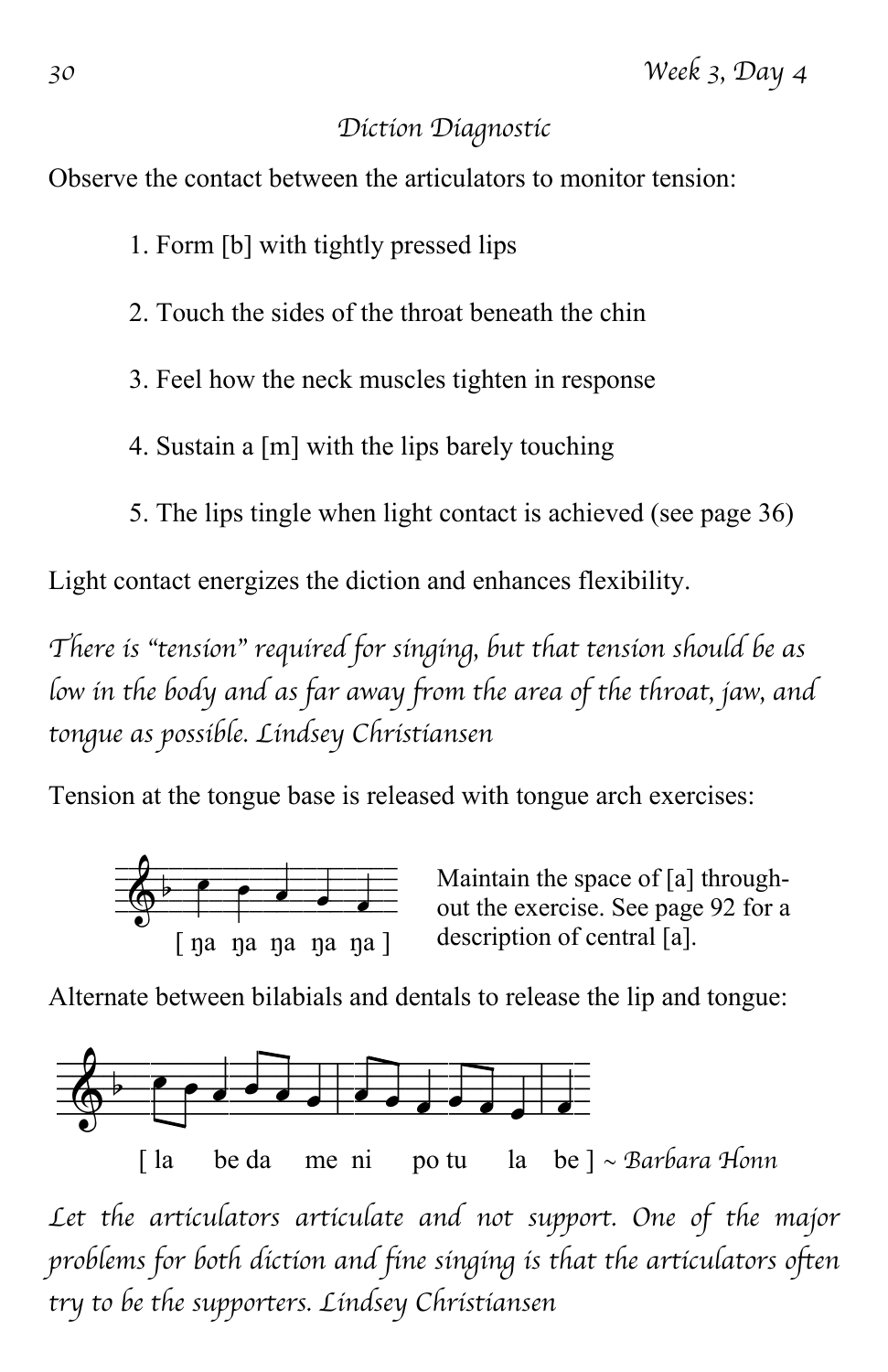## Diction Diagnostic

Observe the contact between the articulators to monitor tension:

1. Form [b] with tightly pressed lips
2. Touch the sides of the throat beneath the chin
3. Feel how the neck muscles tighten in response
4. Sustain a [m] with the lips barely touching
5. The lips tingle when light contact is achieved (see page 36)

Light contact energizes the diction and enhances flexibility.

*There is "tension" required for singing, but that tension should be as low in the body and as far away from the area of the throat, jaw, and tongue as possible. Lindsey Christiansen*

Tension at the tongue base is released with tongue arch exercises:

[ ŋa ŋa ŋa ŋa ŋa ]

Maintain the space of [a] throughout the exercise. See page 92 for a description of central [a].

Alternate between bilabials and dentals to release the lip and tongue:

[ la be da me ni po tu la be ] ~ *Barbara Honn*

*Let the articulators articulate and not support. One of the major problems for both diction and fine singing is that the articulators often try to be the supporters. Lindsey Christiansen*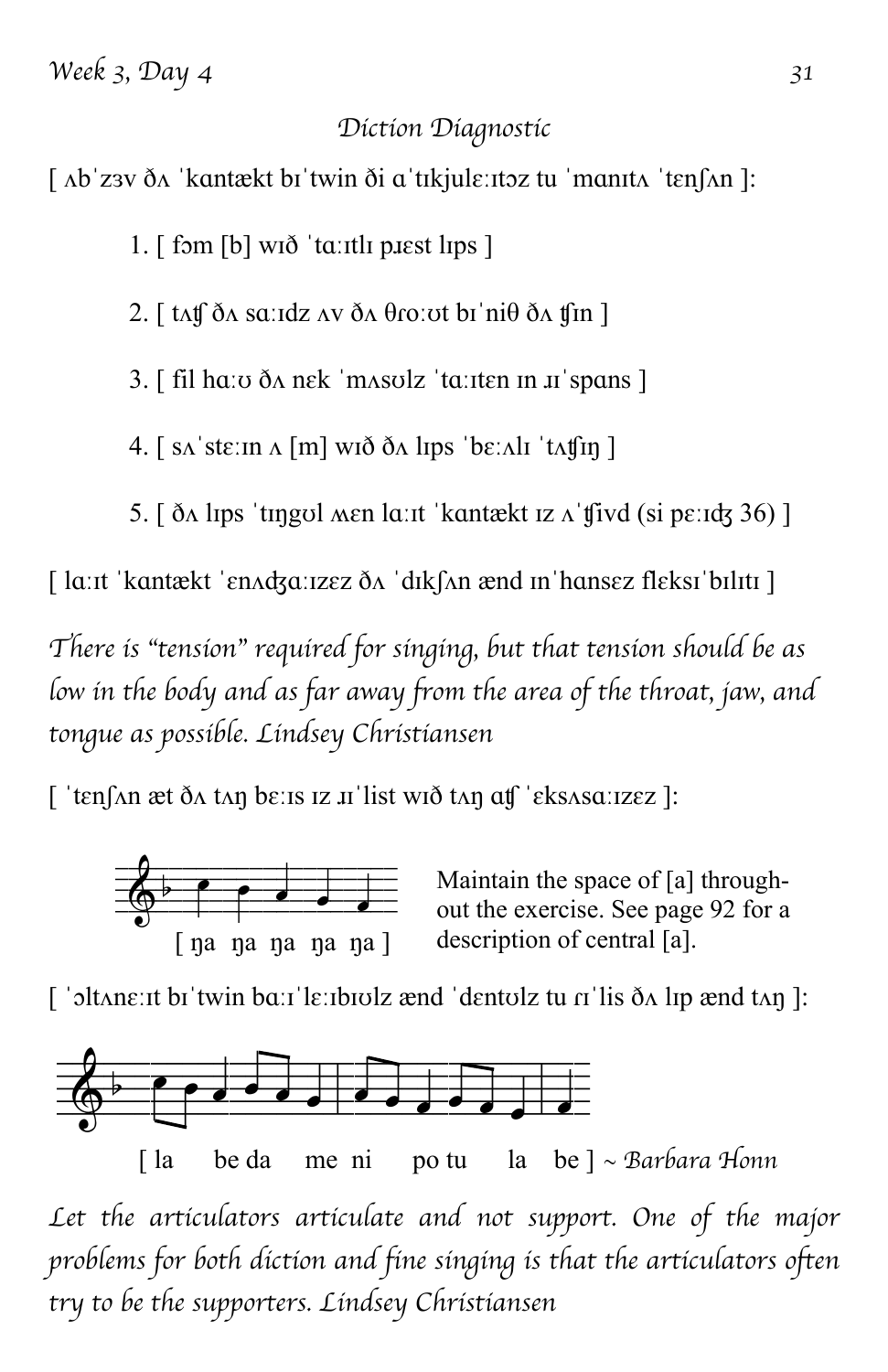## Diction Diagnostic

[ ʌbˈzɜv ðʌ ˈkɑntækt bɪˈtwin ði ɑˈtɪkjulɛːɪtɔz tu ˈmɑnɪtʌ ˈtɛnʃʌn ]:

1. [ fɔm [b] wɪð ˈtɑːɪtlɪ pɹɛst lɪps ]
2. [ tʌʧ ðʌ sɑːɪdz ʌv ðʌ θɾoːʊt bɪˈniθ ðʌ ʧɪn ]
3. [ fil hɑːʊ ðʌ nɛk ˈmʌsʊlz ˈtɑːɪtɛn ɪn ɹɪˈspɑns ]
4. [ sʌˈstɛːɪn ʌ [m] wɪð ðʌ lɪps ˈbɛːʌlɪ ˈtʌʧɪŋ ]
5. [ ðʌ lɪps ˈtɪŋgʊl ʍɛn lɑːɪt ˈkɑntækt ɪz ʌˈʧivd (si pɛːɪʤ 36) ]

[ lɑːɪt ˈkɑntækt ˈɛnʌʤɑːɪzɛz ðʌ ˈdɪkʃʌn ænd ɪnˈhɑnsɛz flɛksɪˈbɪlɪtɪ ]

*There is "tension" required for singing, but that tension should be as low in the body and as far away from the area of the throat, jaw, and tongue as possible. Lindsey Christiansen*

[ ˈtɛnʃʌn æt ðʌ tʌŋ bɛːɪs ɪz ɹɪˈlist wɪð tʌŋ ɑʧ ˈɛksʌsɑːɪzɛz ]:

[ ŋa ŋa ŋa ŋa ŋa ]

Maintain the space of [a] throughout the exercise. See page 92 for a description of central [a].

[ ˈɔltʌnɛːɪt bɪˈtwin bɑːɪˈlɛːɪbɪʊlz ænd ˈdɛntʊlz tu ɾɪˈlis ðʌ lɪp ænd tʌŋ ]:

[ la be da me ni po tu la be ] ~ *Barbara Honn*

*Let the articulators articulate and not support. One of the major problems for both diction and fine singing is that the articulators often try to be the supporters. Lindsey Christiansen*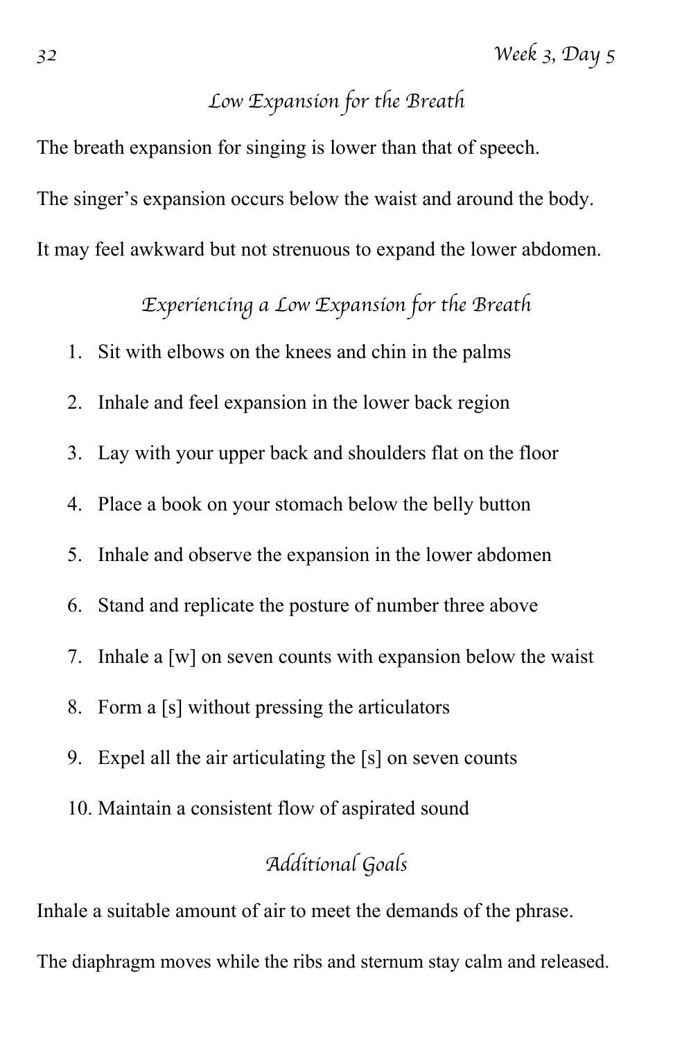## *Low Expansion for the Breath*

The breath expansion for singing is lower than that of speech.

The singer's expansion occurs below the waist and around the body.

It may feel awkward but not strenuous to expand the lower abdomen.

## *Experiencing a Low Expansion for the Breath*

1. Sit with elbows on the knees and chin in the palms
2. Inhale and feel expansion in the lower back region
3. Lay with your upper back and shoulders flat on the floor
4. Place a book on your stomach below the belly button
5. Inhale and observe the expansion in the lower abdomen
6. Stand and replicate the posture of number three above
7. Inhale a [w] on seven counts with expansion below the waist
8. Form a [s] without pressing the articulators
9. Expel all the air articulating the [s] on seven counts
10. Maintain a consistent flow of aspirated sound

## *Additional Goals*

Inhale a suitable amount of air to meet the demands of the phrase.

The diaphragm moves while the ribs and sternum stay calm and released.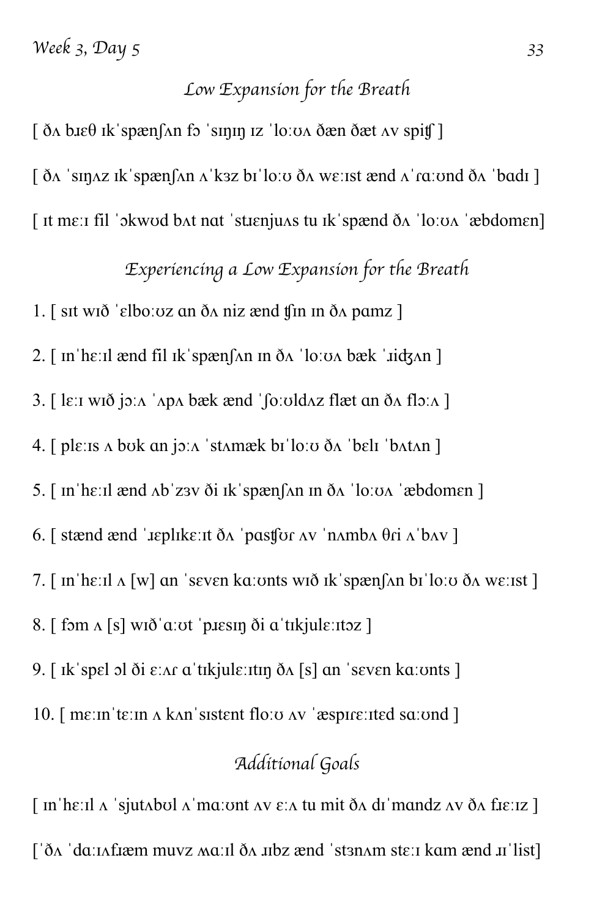## *Low Expansion for the Breath*

[ ðʌ bɹɛθ ɪkˈspænʃʌn fɔ ˈsɪŋɪŋ ɪz ˈloːʊʌ ðæn ðæt ʌv spiʧ ]

[ ðʌ ˈsɪŋʌz ɪkˈspænʃʌn ʌˈkɜz bɪˈloːʊ ðʌ wɛːɪst ænd ʌˈɾɑːʊnd ðʌ ˈbɑdɪ ]

[ ɪt mɛːɪ fil ˈɔkwʊd bʌt nɑt ˈstɹɛnjuʌs tu ɪkˈspænd ðʌ ˈloːʊʌ ˈæbdomɛn]

## *Experiencing a Low Expansion for the Breath*

1. [ sɪt wɪð ˈɛlboːʊz ɑn ðʌ niz ænd ʧɪn ɪn ðʌ pɑmz ]

2. [ ɪnˈhɛːɪl ænd fil ɪkˈspænʃʌn ɪn ðʌ ˈloːʊʌ bæk ˈɹiʤʌn ]

3. [ lɛːɪ wɪð jɔːʌ ˈʌpʌ bæk ænd ˈʃoːʊldʌz flæt ɑn ðʌ flɔːʌ ]

4. [ plɛːɪs ʌ bʊk ɑn jɔːʌ ˈstʌmæk bɪˈloːʊ ðʌ ˈbɛlɪ ˈbʌtʌn ]

5. [ ɪnˈhɛːɪl ænd ʌbˈzɜv ði ɪkˈspænʃʌn ɪn ðʌ ˈloːʊʌ ˈæbdomɛn ]

6. [ stænd ænd ˈɹɛplɪkɛːɪt ðʌ ˈpɑsʧʊr ʌv ˈnʌmbʌ θɾi ʌˈbʌv ]

7. [ ɪnˈhɛːɪl ʌ [w] ɑn ˈsɛvɛn kɑːʊnts wɪð ɪkˈspænʃʌn bɪˈloːʊ ðʌ wɛːɪst ]

8. [ fɔm ʌ [s] wɪðˈɑːʊt ˈpɹɛsɪŋ ði ɑˈtɪkjulɛːɪtɔz ]

9. [ ɪkˈspɛl ɔl ði ɛːʌɾ ɑˈtɪkjulɛːɪtɪŋ ðʌ [s] ɑn ˈsɛvɛn kɑːʊnts ]

10. [ mɛːɪnˈtɛːɪn ʌ kʌnˈsɪstɛnt floːʊ ʌv ˈæspɪɾɛːɪtɛd sɑːʊnd ]

## *Additional Goals*

[ ɪnˈhɛːɪl ʌ ˈsjutʌbʊl ʌˈmɑːʊnt ʌv ɛːʌ tu mit ðʌ dɪˈmɑndz ʌv ðʌ fɹɛːɪz ]

[ˈðʌ ˈdɑːɪʌfɹæm muvz ʍɑːɪl ðʌ ɹɪbz ænd ˈstɜnʌm stɛːɪ kɑm ænd ɹɪˈlist]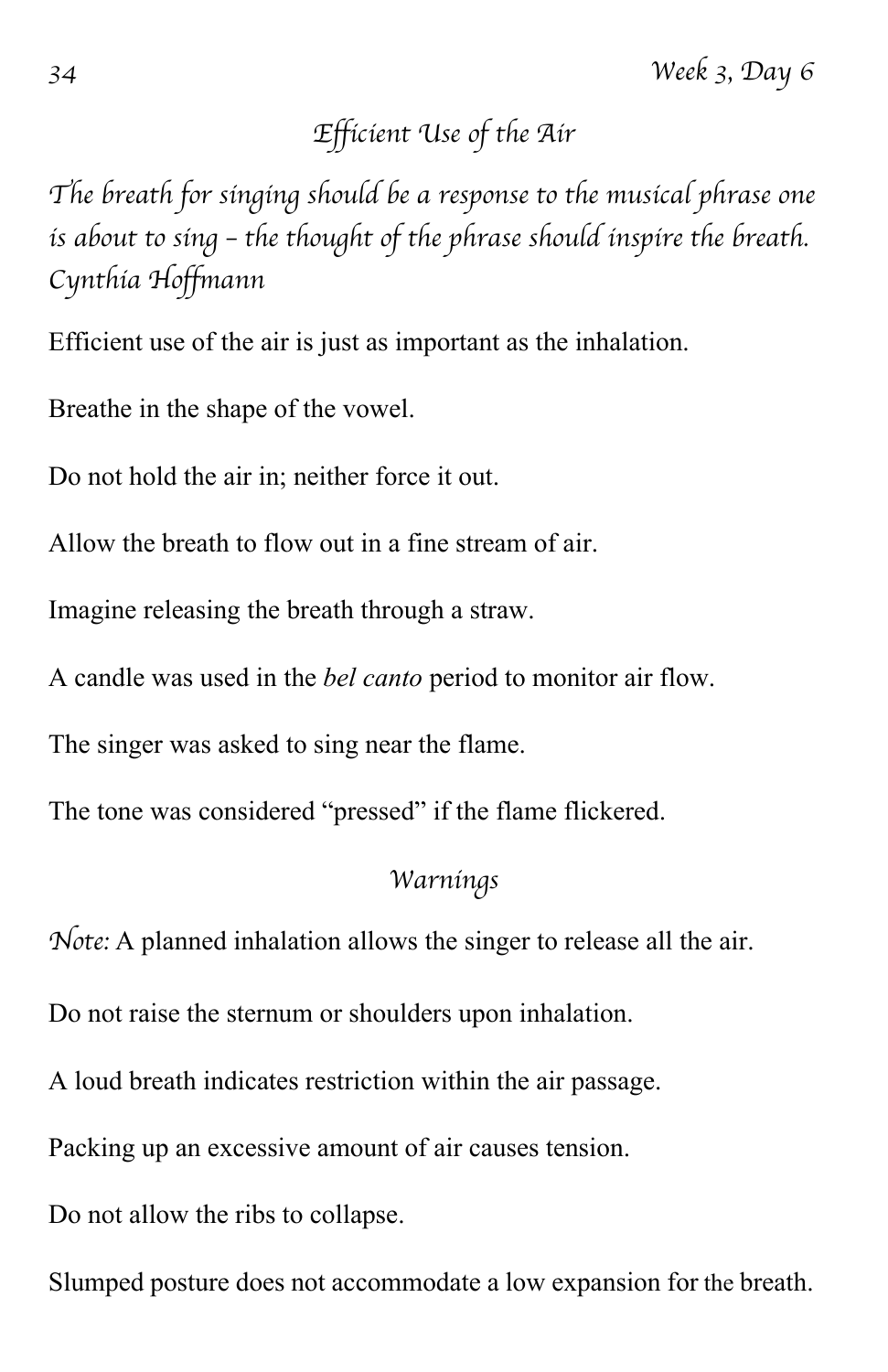## *Efficient Use of the Air*

*The breath for singing should be a response to the musical phrase one is about to sing – the thought of the phrase should inspire the breath.*
*Cynthia Hoffmann*

Efficient use of the air is just as important as the inhalation.

Breathe in the shape of the vowel.

Do not hold the air in; neither force it out.

Allow the breath to flow out in a fine stream of air.

Imagine releasing the breath through a straw.

A candle was used in the *bel canto* period to monitor air flow.

The singer was asked to sing near the flame.

The tone was considered "pressed" if the flame flickered.

### *Warnings*

*Note:* A planned inhalation allows the singer to release all the air.

Do not raise the sternum or shoulders upon inhalation.

A loud breath indicates restriction within the air passage.

Packing up an excessive amount of air causes tension.

Do not allow the ribs to collapse.

Slumped posture does not accommodate a low expansion for the breath.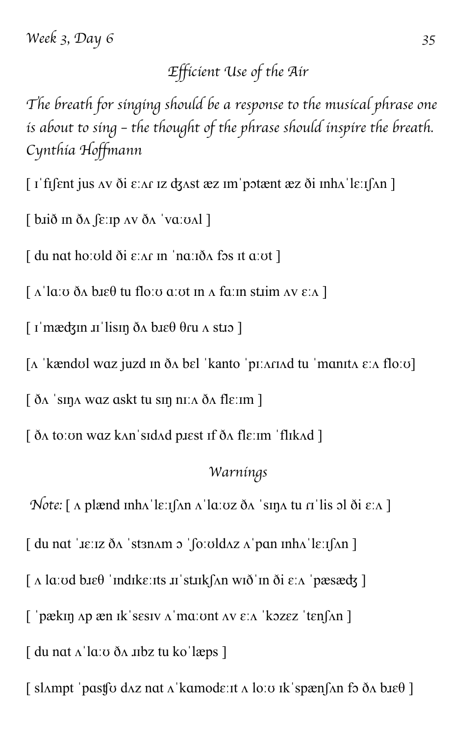## *Efficient Use of the Air*

*The breath for singing should be a response to the musical phrase one is about to sing – the thought of the phrase should inspire the breath. Cynthia Hoffmann*

[ ɪˈfɪʃent jus ʌv ði ɛːʌɾ ɪz ʤʌst æz ɪmˈpɔtænt æz ði ɪnhʌˈlɛːɪʃʌn ]

[ bɹið ɪn ðʌ ʃɛːɪp ʌv ðʌ ˈvɑːʊʌl ]

[ du nɑt hoːʊld ði ɛːʌɾ ɪn ˈnɑːɪðʌ fɔs ɪt ɑːʊt ]

[ ʌˈlɑːʊ ðʌ bɹɛθ tu floːʊ ɑːʊt ɪn ʌ fɑːɪn stɹim ʌv ɛːʌ ]

[ ɪˈmæʤɪn ɹɪˈlisɪŋ ðʌ bɹɛθ θɾu ʌ stɹɔ ]

[ʌ ˈkændʊl wɑz juzd ɪn ðʌ bɛl ˈkanto ˈpɪːʌɾɪʌd tu ˈmɑnɪtʌ ɛːʌ floːʊ]

[ ðʌ ˈsɪŋʌ wɑz ɑskt tu sɪŋ nɪːʌ ðʌ flɛːɪm ]

[ ðʌ toːʊn wɑz kʌnˈsɪdʌd pɹɛst ɪf ðʌ flɛːɪm ˈflɪkʌd ]

### *Warnings*

*Note:* [ ʌ plænd ɪnhʌˈlɛːɪʃʌn ʌˈlɑːʊz ðʌ ˈsɪŋʌ tu ɾɪˈlis ɔl ði ɛːʌ ]

[ du nɑt ˈɹɛːɪz ðʌ ˈstɜnʌm ɔ ˈʃoːʊldʌz ʌˈpɑn ɪnhʌˈlɛːɪʃʌn ]

[ ʌ lɑːʊd bɹɛθ ˈɪndɪkɛːɪts ɹɪˈstɹɪkʃʌn wɪðˈɪn ði ɛːʌ ˈpæsæʤ ]

[ ˈpækɪŋ ʌp æn ɪkˈsɛsɪv ʌˈmɑːʊnt ʌv ɛːʌ ˈkɔzɛz ˈtɛnʃʌn ]

[ du nɑt ʌˈlɑːʊ ðʌ ɹɪbz tu koˈlæps ]

[ slʌmpt ˈpɑsʧʊ dʌz nɑt ʌˈkɑmodɛːɪt ʌ loːʊ ɪkˈspænʃʌn fɔ ðʌ bɹɛθ ]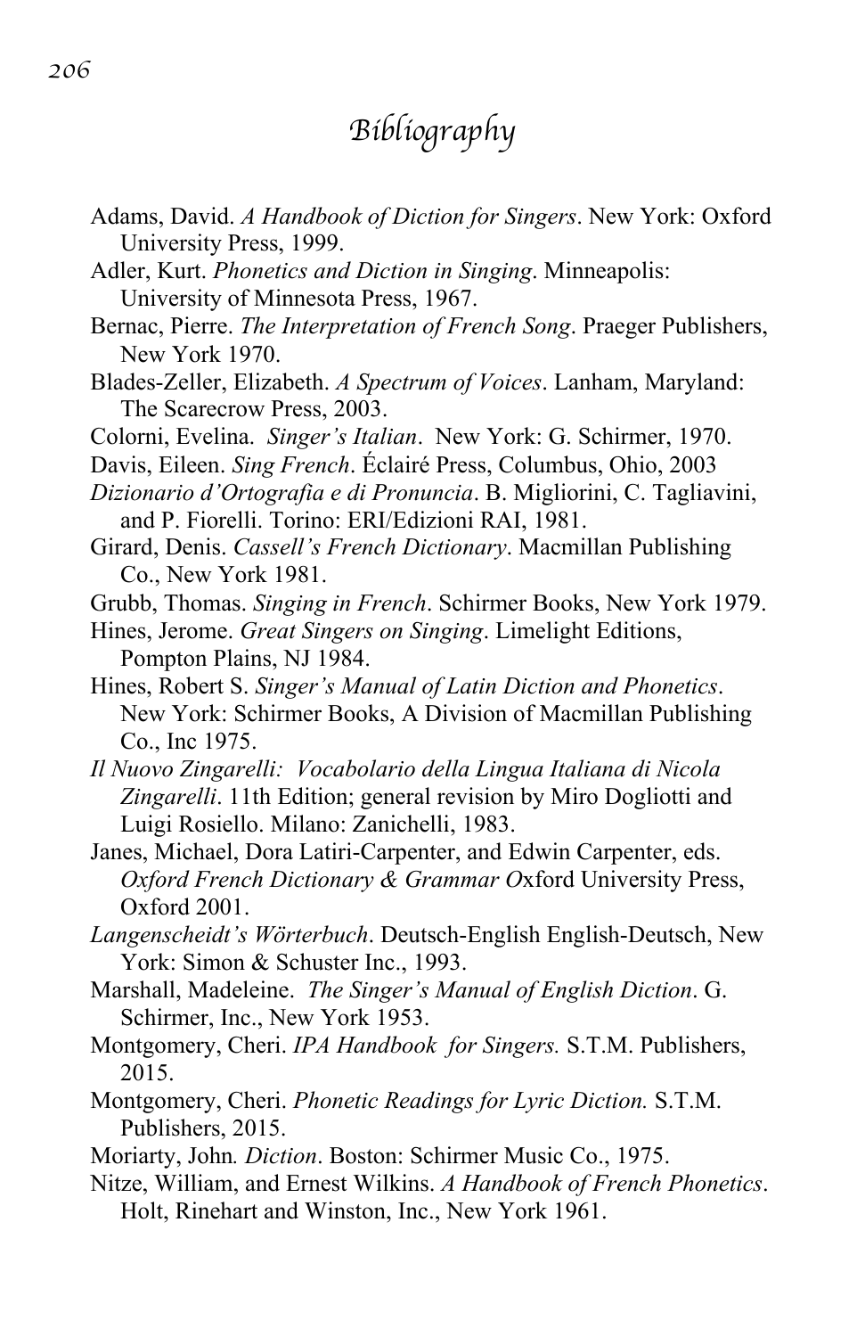# Bibliography

Adams, David. *A Handbook of Diction for Singers*. New York: Oxford University Press, 1999.

Adler, Kurt. *Phonetics and Diction in Singing*. Minneapolis: University of Minnesota Press, 1967.

Bernac, Pierre. *The Interpretation of French Song*. Praeger Publishers, New York 1970.

Blades-Zeller, Elizabeth. *A Spectrum of Voices*. Lanham, Maryland: The Scarecrow Press, 2003.

Colorni, Evelina. *Singer's Italian*. New York: G. Schirmer, 1970.

Davis, Eileen. *Sing French*. Éclairé Press, Columbus, Ohio, 2003

*Dizionario d'Ortografia e di Pronuncia*. B. Migliorini, C. Tagliavini, and P. Fiorelli. Torino: ERI/Edizioni RAI, 1981.

Girard, Denis. *Cassell's French Dictionary*. Macmillan Publishing Co., New York 1981.

Grubb, Thomas. *Singing in French*. Schirmer Books, New York 1979.

Hines, Jerome. *Great Singers on Singing*. Limelight Editions, Pompton Plains, NJ 1984.

Hines, Robert S. *Singer's Manual of Latin Diction and Phonetics*. New York: Schirmer Books, A Division of Macmillan Publishing Co., Inc 1975.

*Il Nuovo Zingarelli: Vocabolario della Lingua Italiana di Nicola Zingarelli*. 11th Edition; general revision by Miro Dogliotti and Luigi Rosiello. Milano: Zanichelli, 1983.

Janes, Michael, Dora Latiri-Carpenter, and Edwin Carpenter, eds. *Oxford French Dictionary & Grammar O*xford University Press, Oxford 2001.

*Langenscheidt's Wörterbuch*. Deutsch-English English-Deutsch, New York: Simon & Schuster Inc., 1993.

Marshall, Madeleine. *The Singer's Manual of English Diction*. G. Schirmer, Inc., New York 1953.

Montgomery, Cheri. *IPA Handbook for Singers.* S.T.M. Publishers, 2015.

Montgomery, Cheri. *Phonetic Readings for Lyric Diction.* S.T.M. Publishers, 2015.

Moriarty, John*. Diction*. Boston: Schirmer Music Co., 1975.

Nitze, William, and Ernest Wilkins. *A Handbook of French Phonetics*. Holt, Rinehart and Winston, Inc., New York 1961.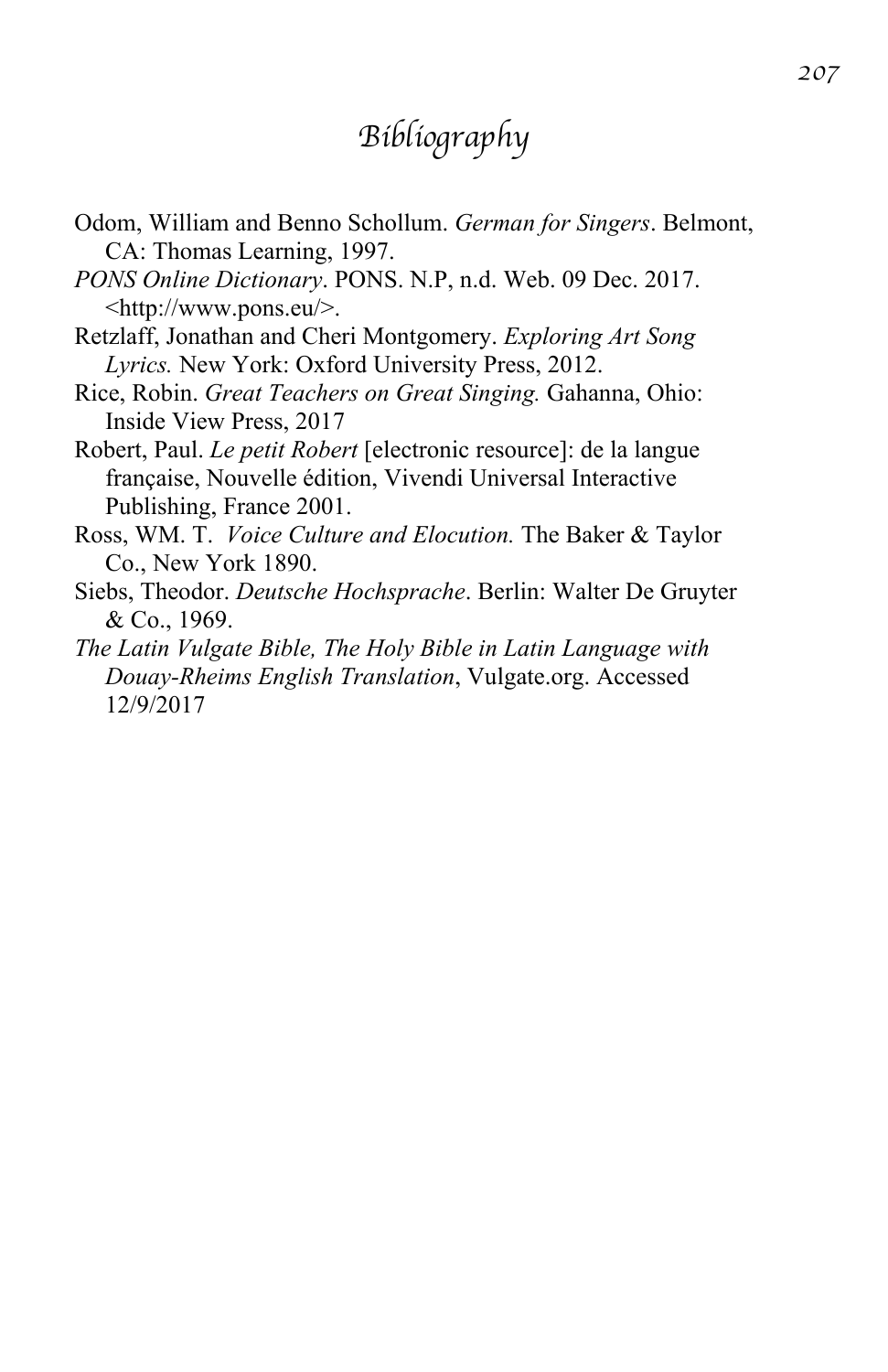# Bibliography

Odom, William and Benno Schollum. *German for Singers*. Belmont, CA: Thomas Learning, 1997.

*PONS Online Dictionary*. PONS. N.P, n.d. Web. 09 Dec. 2017. <http://www.pons.eu/>.

Retzlaff, Jonathan and Cheri Montgomery. *Exploring Art Song Lyrics.* New York: Oxford University Press, 2012.

Rice, Robin. *Great Teachers on Great Singing.* Gahanna, Ohio: Inside View Press, 2017

Robert, Paul. *Le petit Robert* [electronic resource]: de la langue française, Nouvelle édition, Vivendi Universal Interactive Publishing, France 2001.

Ross, WM. T. *Voice Culture and Elocution.* The Baker & Taylor Co., New York 1890.

Siebs, Theodor. *Deutsche Hochsprache*. Berlin: Walter De Gruyter & Co., 1969.

*The Latin Vulgate Bible, The Holy Bible in Latin Language with Douay-Rheims English Translation*, Vulgate.org. Accessed 12/9/2017